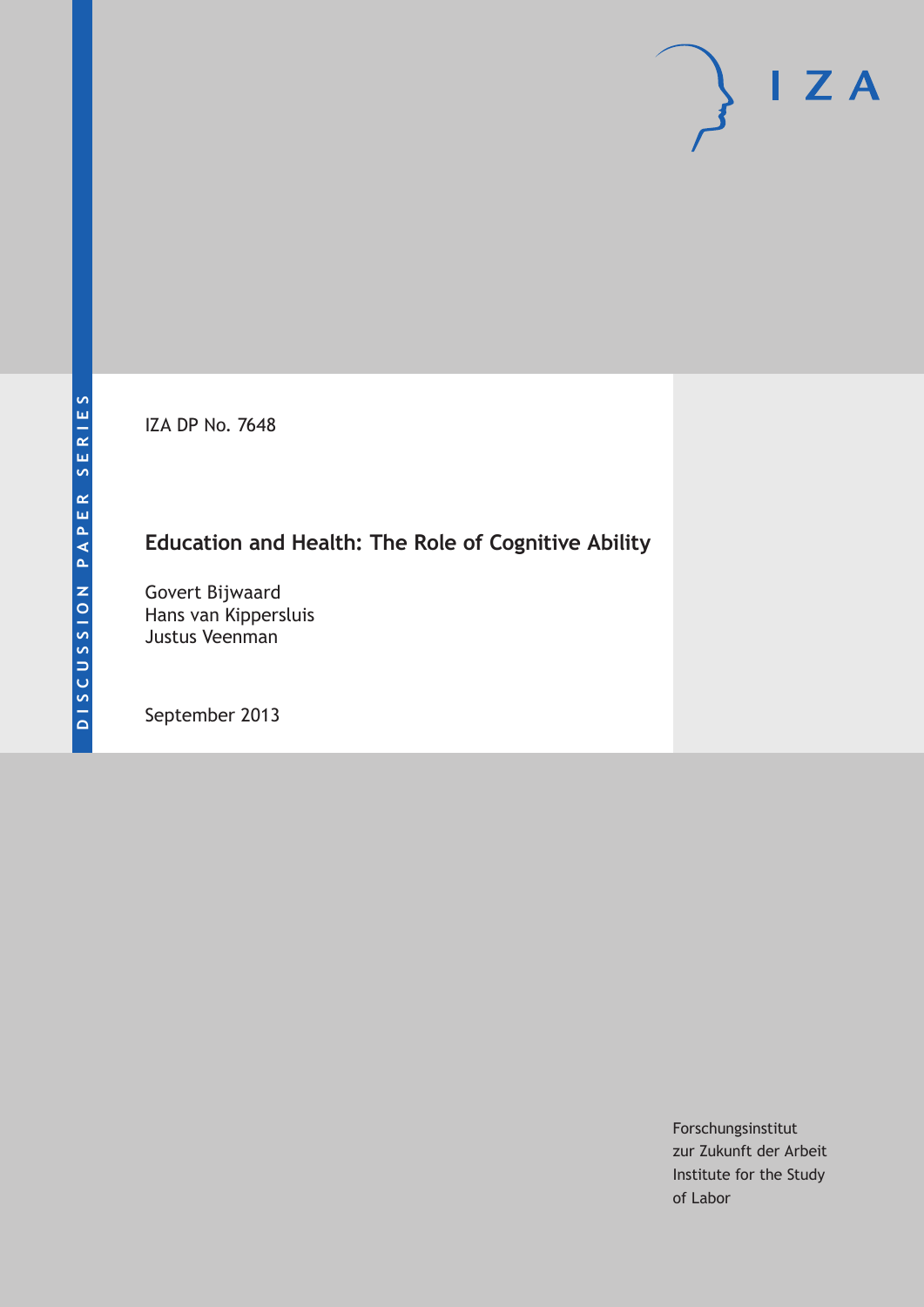DISCUSSION PAPER SERIES

IZA

IZA DP No. 7648

# Education and Health: The Role of Cognitive Ability

Govert Bijwaard
Hans van Kippersluis
Justus Veenman

September 2013

Forschungsinstitut
zur Zukunft der Arbeit
Institute for the Study
of Labor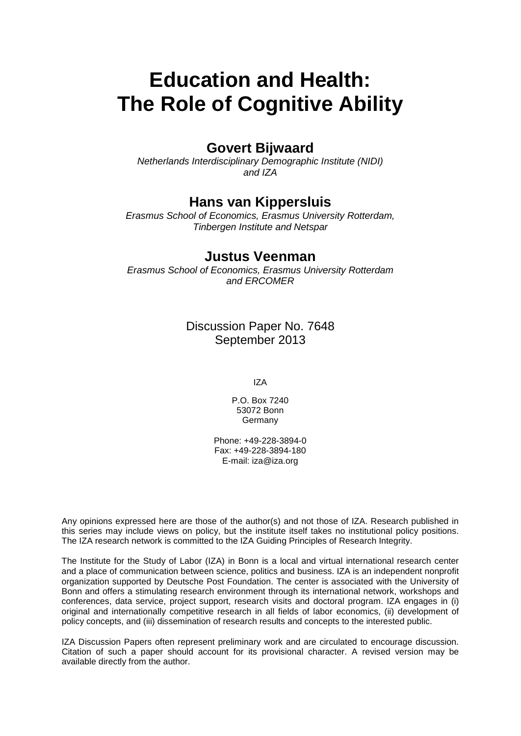# Education and Health: The Role of Cognitive Ability

## Govert Bijwaard

*Netherlands Interdisciplinary Demographic Institute (NIDI) and IZA*

## Hans van Kippersluis

*Erasmus School of Economics, Erasmus University Rotterdam, Tinbergen Institute and Netspar*

## Justus Veenman

*Erasmus School of Economics, Erasmus University Rotterdam and ERCOMER*

Discussion Paper No. 7648
September 2013

IZA

P.O. Box 7240
53072 Bonn
Germany

Phone: +49-228-3894-0
Fax: +49-228-3894-180
E-mail: iza@iza.org

Any opinions expressed here are those of the author(s) and not those of IZA. Research published in this series may include views on policy, but the institute itself takes no institutional policy positions. The IZA research network is committed to the IZA Guiding Principles of Research Integrity.

The Institute for the Study of Labor (IZA) in Bonn is a local and virtual international research center and a place of communication between science, politics and business. IZA is an independent nonprofit organization supported by Deutsche Post Foundation. The center is associated with the University of Bonn and offers a stimulating research environment through its international network, workshops and conferences, data service, project support, research visits and doctoral program. IZA engages in (i) original and internationally competitive research in all fields of labor economics, (ii) development of policy concepts, and (iii) dissemination of research results and concepts to the interested public.

IZA Discussion Papers often represent preliminary work and are circulated to encourage discussion. Citation of such a paper should account for its provisional character. A revised version may be available directly from the author.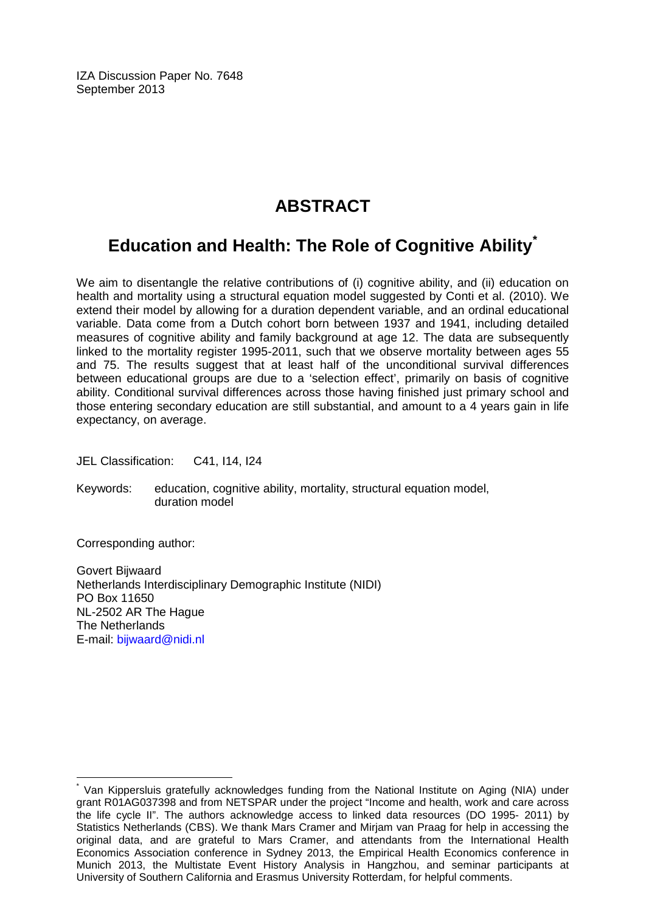IZA Discussion Paper No. 7648
September 2013

# ABSTRACT

## Education and Health: The Role of Cognitive Ability*

We aim to disentangle the relative contributions of (i) cognitive ability, and (ii) education on health and mortality using a structural equation model suggested by Conti et al. (2010). We extend their model by allowing for a duration dependent variable, and an ordinal educational variable. Data come from a Dutch cohort born between 1937 and 1941, including detailed measures of cognitive ability and family background at age 12. The data are subsequently linked to the mortality register 1995-2011, such that we observe mortality between ages 55 and 75. The results suggest that at least half of the unconditional survival differences between educational groups are due to a 'selection effect', primarily on basis of cognitive ability. Conditional survival differences across those having finished just primary school and those entering secondary education are still substantial, and amount to a 4 years gain in life expectancy, on average.

JEL Classification: C41, I14, I24

Keywords: education, cognitive ability, mortality, structural equation model, duration model

Corresponding author:

Govert Bijwaard
Netherlands Interdisciplinary Demographic Institute (NIDI)
PO Box 11650
NL-2502 AR The Hague
The Netherlands
E-mail: bijwaard@nidi.nl

---

* Van Kippersluis gratefully acknowledges funding from the National Institute on Aging (NIA) under grant R01AG037398 and from NETSPAR under the project "Income and health, work and care across the life cycle II". The authors acknowledge access to linked data resources (DO 1995- 2011) by Statistics Netherlands (CBS). We thank Mars Cramer and Mirjam van Praag for help in accessing the original data, and are grateful to Mars Cramer, and attendants from the International Health Economics Association conference in Sydney 2013, the Empirical Health Economics conference in Munich 2013, the Multistate Event History Analysis in Hangzhou, and seminar participants at University of Southern California and Erasmus University Rotterdam, for helpful comments.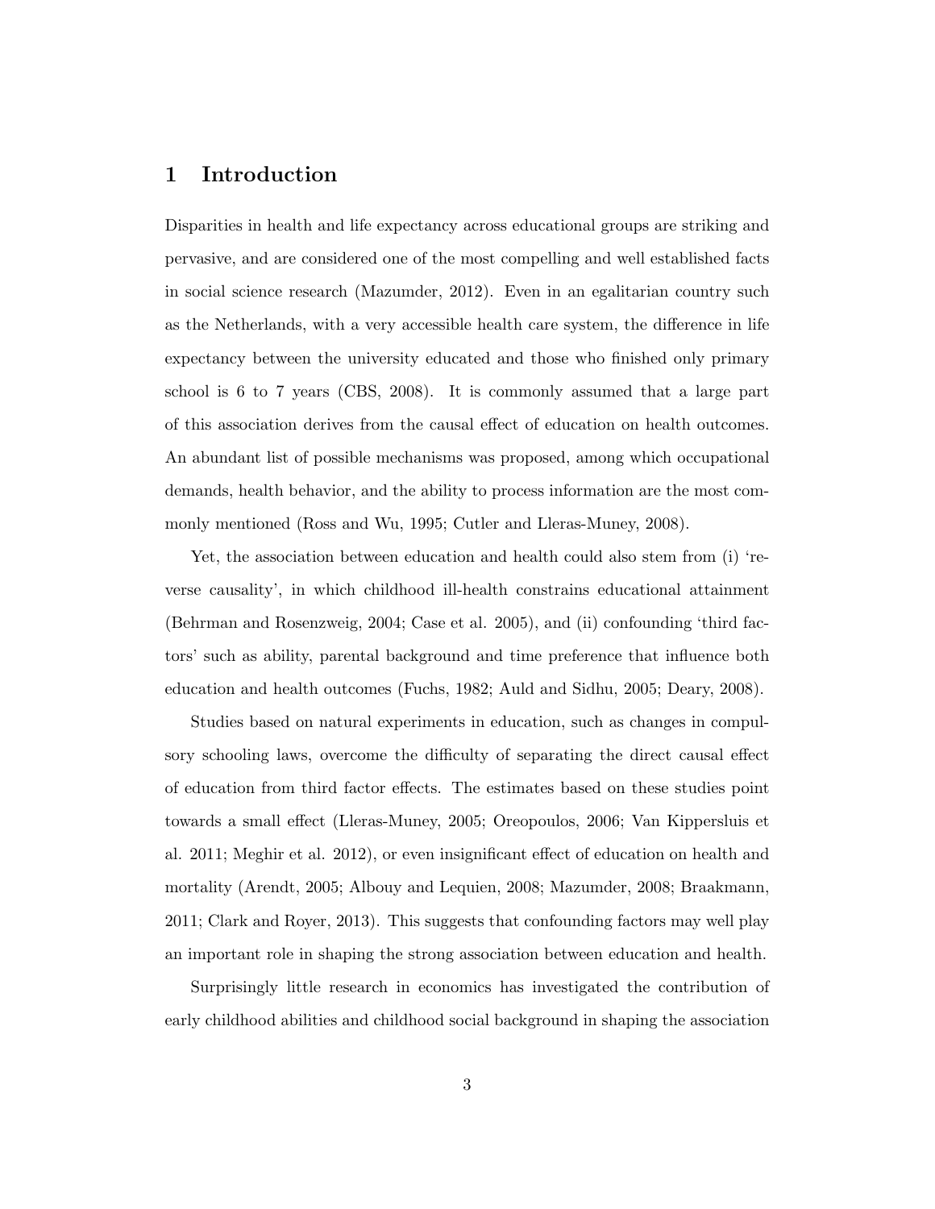## 1 Introduction

Disparities in health and life expectancy across educational groups are striking and pervasive, and are considered one of the most compelling and well established facts in social science research (Mazumder, 2012). Even in an egalitarian country such as the Netherlands, with a very accessible health care system, the difference in life expectancy between the university educated and those who finished only primary school is 6 to 7 years (CBS, 2008). It is commonly assumed that a large part of this association derives from the causal effect of education on health outcomes. An abundant list of possible mechanisms was proposed, among which occupational demands, health behavior, and the ability to process information are the most commonly mentioned (Ross and Wu, 1995; Cutler and Lleras-Muney, 2008).

Yet, the association between education and health could also stem from (i) 'reverse causality', in which childhood ill-health constrains educational attainment (Behrman and Rosenzweig, 2004; Case et al. 2005), and (ii) confounding 'third factors' such as ability, parental background and time preference that influence both education and health outcomes (Fuchs, 1982; Auld and Sidhu, 2005; Deary, 2008).

Studies based on natural experiments in education, such as changes in compulsory schooling laws, overcome the difficulty of separating the direct causal effect of education from third factor effects. The estimates based on these studies point towards a small effect (Lleras-Muney, 2005; Oreopoulos, 2006; Van Kippersluis et al. 2011; Meghir et al. 2012), or even insignificant effect of education on health and mortality (Arendt, 2005; Albouy and Lequien, 2008; Mazumder, 2008; Braakmann, 2011; Clark and Royer, 2013). This suggests that confounding factors may well play an important role in shaping the strong association between education and health.

Surprisingly little research in economics has investigated the contribution of early childhood abilities and childhood social background in shaping the association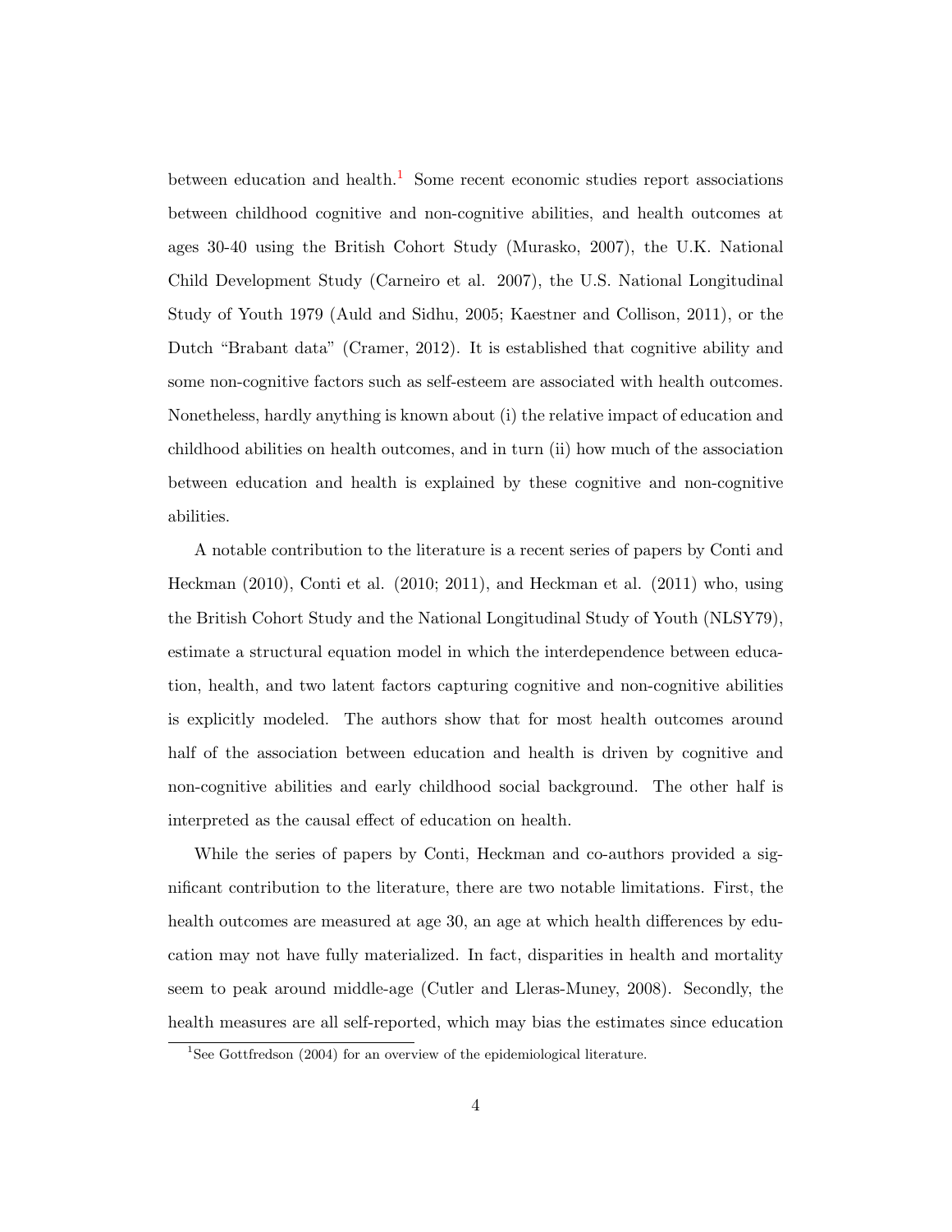between education and health.[1] Some recent economic studies report associations between childhood cognitive and non-cognitive abilities, and health outcomes at ages 30-40 using the British Cohort Study (Murasko, 2007), the U.K. National Child Development Study (Carneiro et al. 2007), the U.S. National Longitudinal Study of Youth 1979 (Auld and Sidhu, 2005; Kaestner and Collison, 2011), or the Dutch "Brabant data" (Cramer, 2012). It is established that cognitive ability and some non-cognitive factors such as self-esteem are associated with health outcomes. Nonetheless, hardly anything is known about (i) the relative impact of education and childhood abilities on health outcomes, and in turn (ii) how much of the association between education and health is explained by these cognitive and non-cognitive abilities.

A notable contribution to the literature is a recent series of papers by Conti and Heckman (2010), Conti et al. (2010; 2011), and Heckman et al. (2011) who, using the British Cohort Study and the National Longitudinal Study of Youth (NLSY79), estimate a structural equation model in which the interdependence between education, health, and two latent factors capturing cognitive and non-cognitive abilities is explicitly modeled. The authors show that for most health outcomes around half of the association between education and health is driven by cognitive and non-cognitive abilities and early childhood social background. The other half is interpreted as the causal effect of education on health.

While the series of papers by Conti, Heckman and co-authors provided a significant contribution to the literature, there are two notable limitations. First, the health outcomes are measured at age 30, an age at which health differences by education may not have fully materialized. In fact, disparities in health and mortality seem to peak around middle-age (Cutler and Lleras-Muney, 2008). Secondly, the health measures are all self-reported, which may bias the estimates since education

[1] See Gottfredson (2004) for an overview of the epidemiological literature.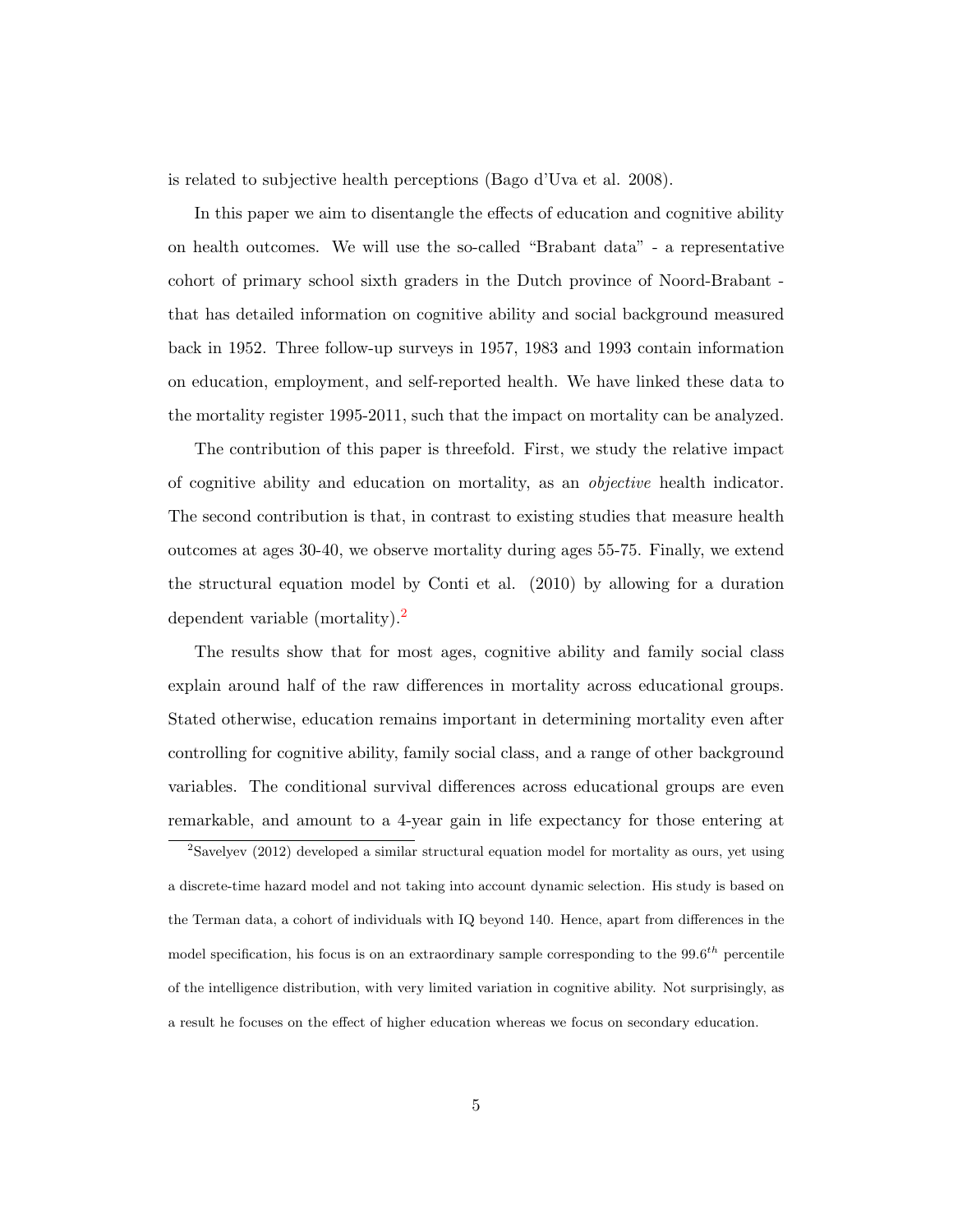is related to subjective health perceptions (Bago d'Uva et al. 2008).

In this paper we aim to disentangle the effects of education and cognitive ability on health outcomes. We will use the so-called "Brabant data" - a representative cohort of primary school sixth graders in the Dutch province of Noord-Brabant - that has detailed information on cognitive ability and social background measured back in 1952. Three follow-up surveys in 1957, 1983 and 1993 contain information on education, employment, and self-reported health. We have linked these data to the mortality register 1995-2011, such that the impact on mortality can be analyzed.

The contribution of this paper is threefold. First, we study the relative impact of cognitive ability and education on mortality, as an *objective* health indicator. The second contribution is that, in contrast to existing studies that measure health outcomes at ages 30-40, we observe mortality during ages 55-75. Finally, we extend the structural equation model by Conti et al. (2010) by allowing for a duration dependent variable (mortality).[2]

The results show that for most ages, cognitive ability and family social class explain around half of the raw differences in mortality across educational groups. Stated otherwise, education remains important in determining mortality even after controlling for cognitive ability, family social class, and a range of other background variables. The conditional survival differences across educational groups are even remarkable, and amount to a 4-year gain in life expectancy for those entering at

[2] Savelyev (2012) developed a similar structural equation model for mortality as ours, yet using a discrete-time hazard model and not taking into account dynamic selection. His study is based on the Terman data, a cohort of individuals with IQ beyond 140. Hence, apart from differences in the model specification, his focus is on an extraordinary sample corresponding to the $99.6^{th}$ percentile of the intelligence distribution, with very limited variation in cognitive ability. Not surprisingly, as a result he focuses on the effect of higher education whereas we focus on secondary education.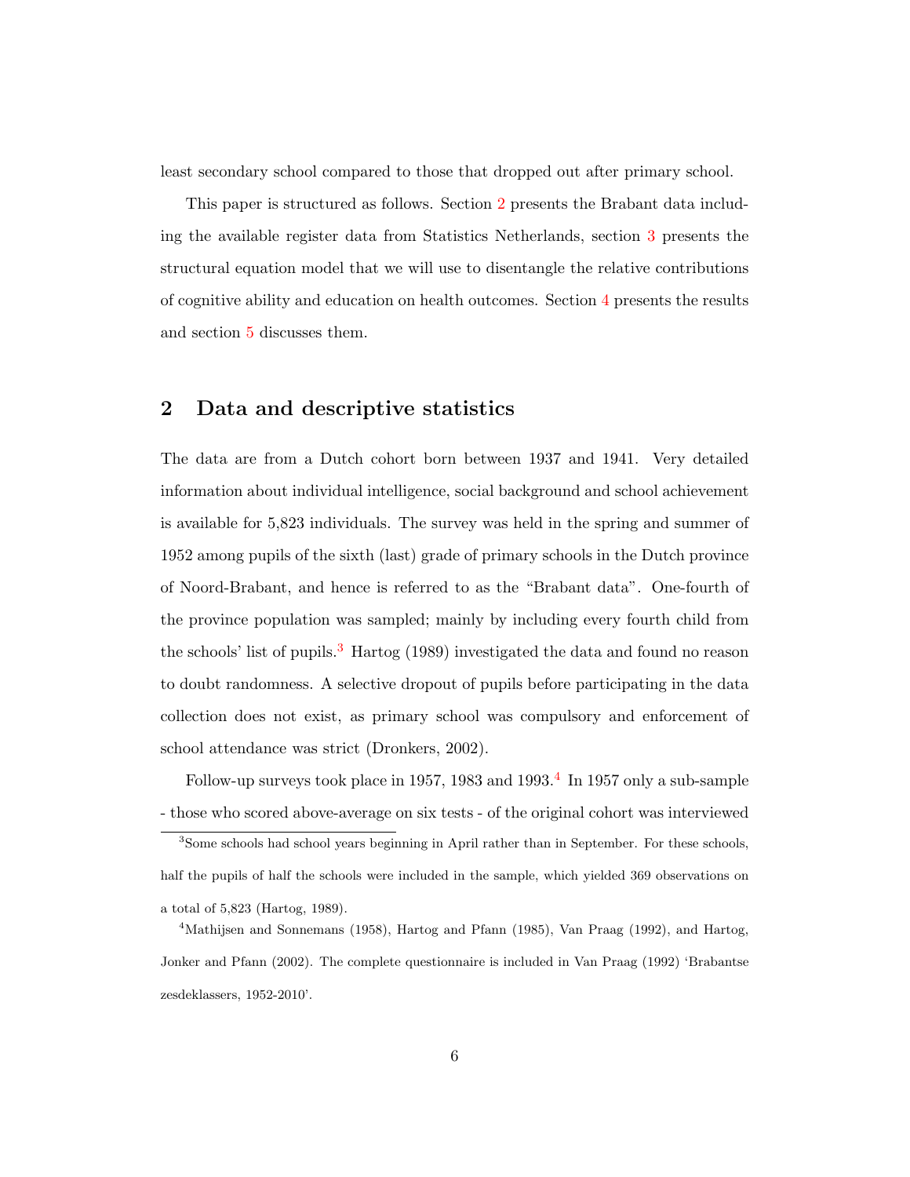least secondary school compared to those that dropped out after primary school.

This paper is structured as follows. Section 2 presents the Brabant data including the available register data from Statistics Netherlands, section 3 presents the structural equation model that we will use to disentangle the relative contributions of cognitive ability and education on health outcomes. Section 4 presents the results and section 5 discusses them.

## 2 Data and descriptive statistics

The data are from a Dutch cohort born between 1937 and 1941. Very detailed information about individual intelligence, social background and school achievement is available for 5,823 individuals. The survey was held in the spring and summer of 1952 among pupils of the sixth (last) grade of primary schools in the Dutch province of Noord-Brabant, and hence is referred to as the "Brabant data". One-fourth of the province population was sampled; mainly by including every fourth child from the schools' list of pupils.[3] Hartog (1989) investigated the data and found no reason to doubt randomness. A selective dropout of pupils before participating in the data collection does not exist, as primary school was compulsory and enforcement of school attendance was strict (Dronkers, 2002).

Follow-up surveys took place in 1957, 1983 and 1993.[4] In 1957 only a sub-sample - those who scored above-average on six tests - of the original cohort was interviewed

[3] Some schools had school years beginning in April rather than in September. For these schools, half the pupils of half the schools were included in the sample, which yielded 369 observations on a total of 5,823 (Hartog, 1989).

[4] Mathijsen and Sonnemans (1958), Hartog and Pfann (1985), Van Praag (1992), and Hartog, Jonker and Pfann (2002). The complete questionnaire is included in Van Praag (1992) 'Brabantse zesdeklassers, 1952-2010'.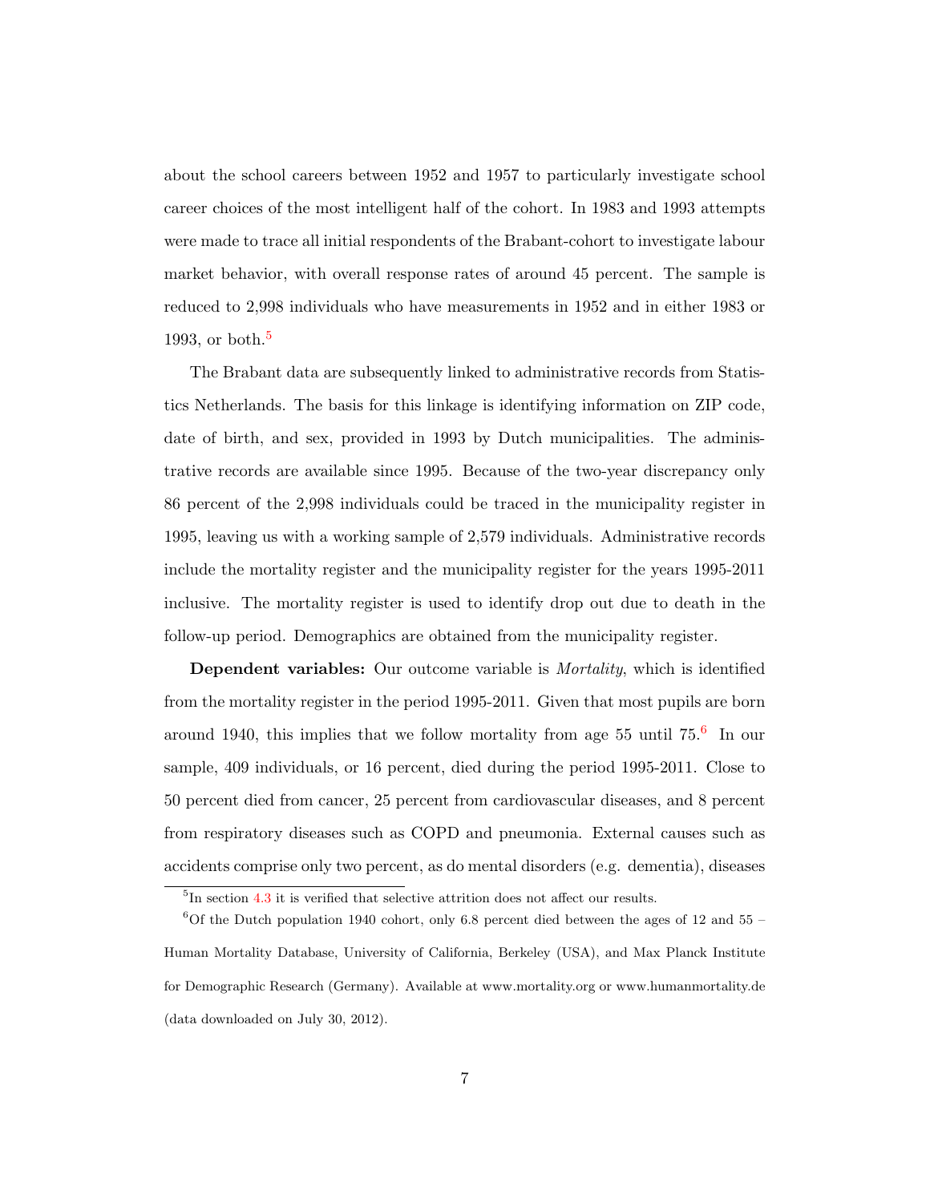about the school careers between 1952 and 1957 to particularly investigate school career choices of the most intelligent half of the cohort. In 1983 and 1993 attempts were made to trace all initial respondents of the Brabant-cohort to investigate labour market behavior, with overall response rates of around 45 percent. The sample is reduced to 2,998 individuals who have measurements in 1952 and in either 1983 or 1993, or both.[5]

The Brabant data are subsequently linked to administrative records from Statistics Netherlands. The basis for this linkage is identifying information on ZIP code, date of birth, and sex, provided in 1993 by Dutch municipalities. The administrative records are available since 1995. Because of the two-year discrepancy only 86 percent of the 2,998 individuals could be traced in the municipality register in 1995, leaving us with a working sample of 2,579 individuals. Administrative records include the mortality register and the municipality register for the years 1995-2011 inclusive. The mortality register is used to identify drop out due to death in the follow-up period. Demographics are obtained from the municipality register.

**Dependent variables:** Our outcome variable is *Mortality*, which is identified from the mortality register in the period 1995-2011. Given that most pupils are born around 1940, this implies that we follow mortality from age 55 until 75.[6] In our sample, 409 individuals, or 16 percent, died during the period 1995-2011. Close to 50 percent died from cancer, 25 percent from cardiovascular diseases, and 8 percent from respiratory diseases such as COPD and pneumonia. External causes such as accidents comprise only two percent, as do mental disorders (e.g. dementia), diseases

[5] In section 4.3 it is verified that selective attrition does not affect our results.

[6] Of the Dutch population 1940 cohort, only 6.8 percent died between the ages of 12 and 55 – Human Mortality Database, University of California, Berkeley (USA), and Max Planck Institute for Demographic Research (Germany). Available at www.mortality.org or www.humanmortality.de (data downloaded on July 30, 2012).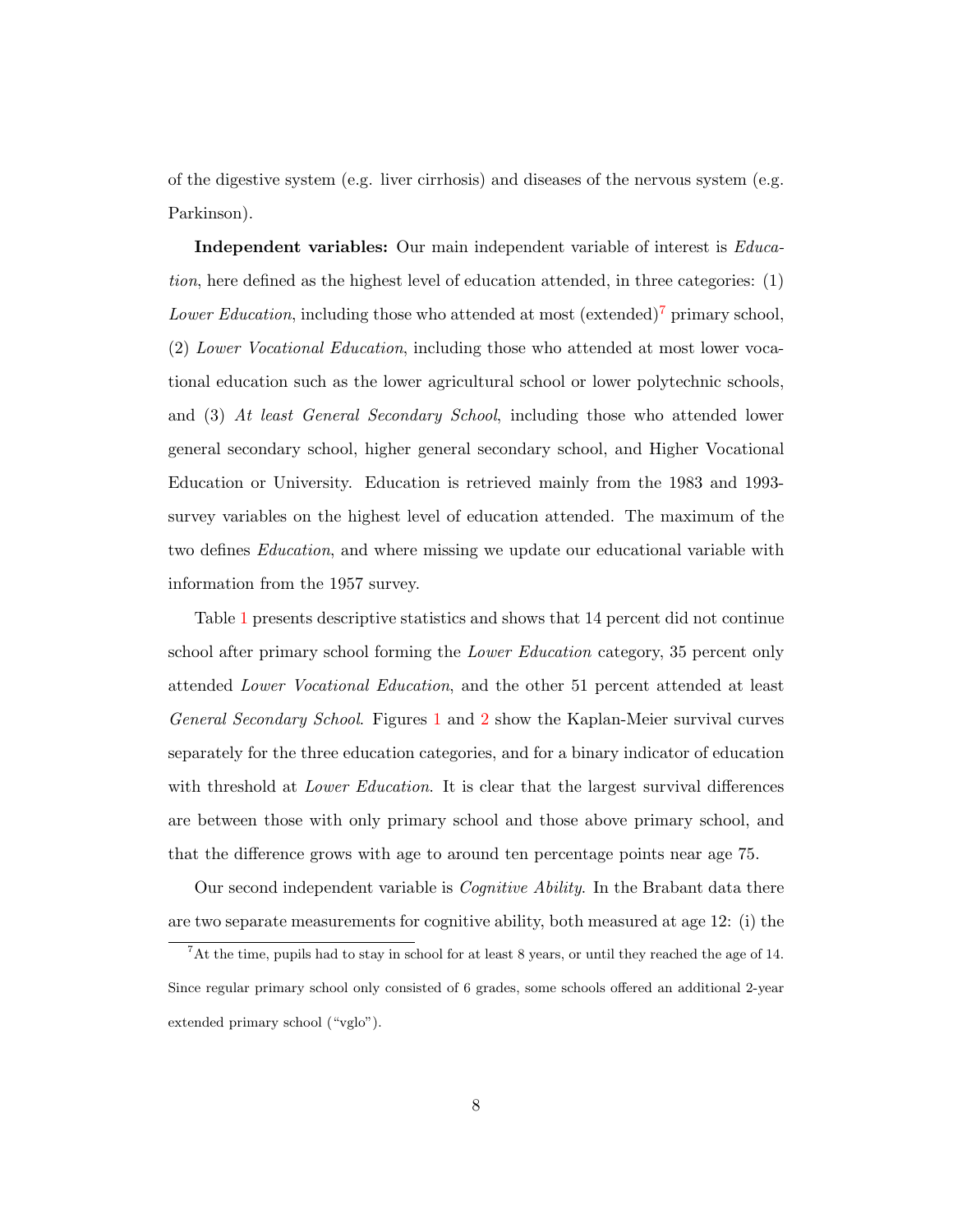of the digestive system (e.g. liver cirrhosis) and diseases of the nervous system (e.g. Parkinson).

**Independent variables:** Our main independent variable of interest is *Education*, here defined as the highest level of education attended, in three categories: (1) *Lower Education*, including those who attended at most (extended)[7] primary school, (2) *Lower Vocational Education*, including those who attended at most lower vocational education such as the lower agricultural school or lower polytechnic schools, and (3) *At least General Secondary School*, including those who attended lower general secondary school, higher general secondary school, and Higher Vocational Education or University. Education is retrieved mainly from the 1983 and 1993-survey variables on the highest level of education attended. The maximum of the two defines *Education*, and where missing we update our educational variable with information from the 1957 survey.

Table 1 presents descriptive statistics and shows that 14 percent did not continue school after primary school forming the *Lower Education* category, 35 percent only attended *Lower Vocational Education*, and the other 51 percent attended at least *General Secondary School*. Figures 1 and 2 show the Kaplan-Meier survival curves separately for the three education categories, and for a binary indicator of education with threshold at *Lower Education*. It is clear that the largest survival differences are between those with only primary school and those above primary school, and that the difference grows with age to around ten percentage points near age 75.

Our second independent variable is *Cognitive Ability*. In the Brabant data there are two separate measurements for cognitive ability, both measured at age 12: (i) the

[7] At the time, pupils had to stay in school for at least 8 years, or until they reached the age of 14. Since regular primary school only consisted of 6 grades, some schools offered an additional 2-year extended primary school ("vglo").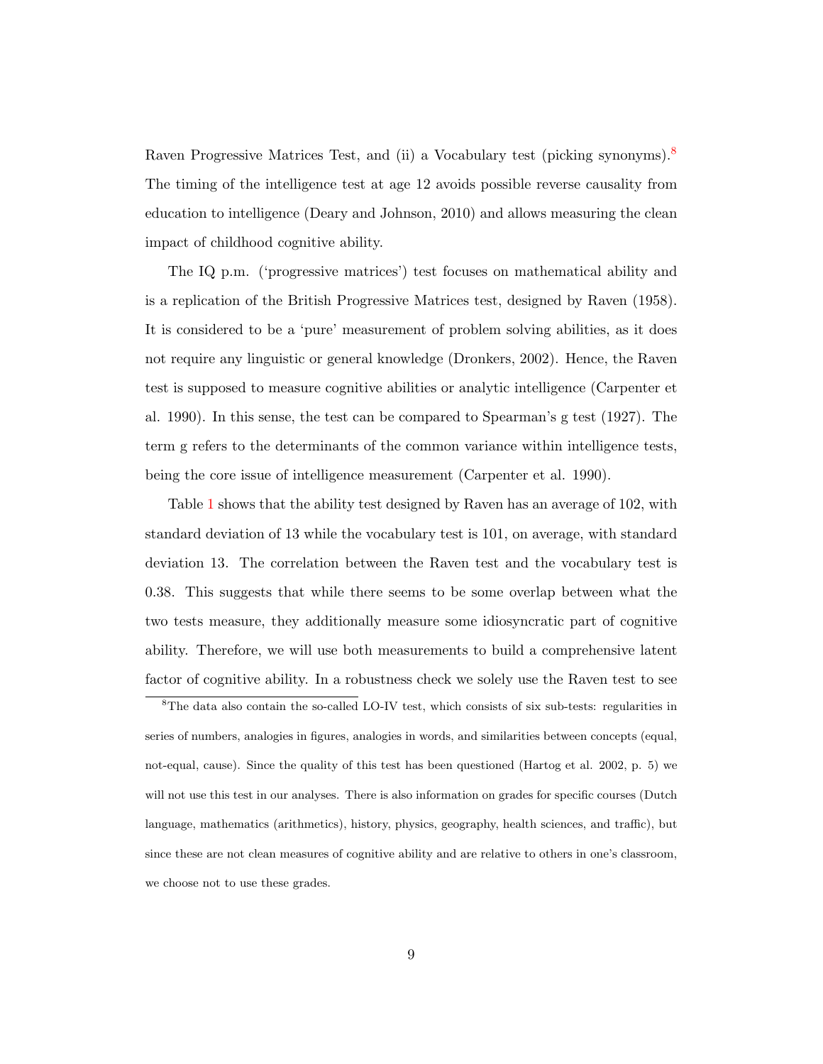Raven Progressive Matrices Test, and (ii) a Vocabulary test (picking synonyms).[8] The timing of the intelligence test at age 12 avoids possible reverse causality from education to intelligence (Deary and Johnson, 2010) and allows measuring the clean impact of childhood cognitive ability.

The IQ p.m. ('progressive matrices') test focuses on mathematical ability and is a replication of the British Progressive Matrices test, designed by Raven (1958). It is considered to be a 'pure' measurement of problem solving abilities, as it does not require any linguistic or general knowledge (Dronkers, 2002). Hence, the Raven test is supposed to measure cognitive abilities or analytic intelligence (Carpenter et al. 1990). In this sense, the test can be compared to Spearman's g test (1927). The term g refers to the determinants of the common variance within intelligence tests, being the core issue of intelligence measurement (Carpenter et al. 1990).

Table 1 shows that the ability test designed by Raven has an average of 102, with standard deviation of 13 while the vocabulary test is 101, on average, with standard deviation 13. The correlation between the Raven test and the vocabulary test is 0.38. This suggests that while there seems to be some overlap between what the two tests measure, they additionally measure some idiosyncratic part of cognitive ability. Therefore, we will use both measurements to build a comprehensive latent factor of cognitive ability. In a robustness check we solely use the Raven test to see

[8] The data also contain the so-called LO-IV test, which consists of six sub-tests: regularities in series of numbers, analogies in figures, analogies in words, and similarities between concepts (equal, not-equal, cause). Since the quality of this test has been questioned (Hartog et al. 2002, p. 5) we will not use this test in our analyses. There is also information on grades for specific courses (Dutch language, mathematics (arithmetics), history, physics, geography, health sciences, and traffic), but since these are not clean measures of cognitive ability and are relative to others in one's classroom, we choose not to use these grades.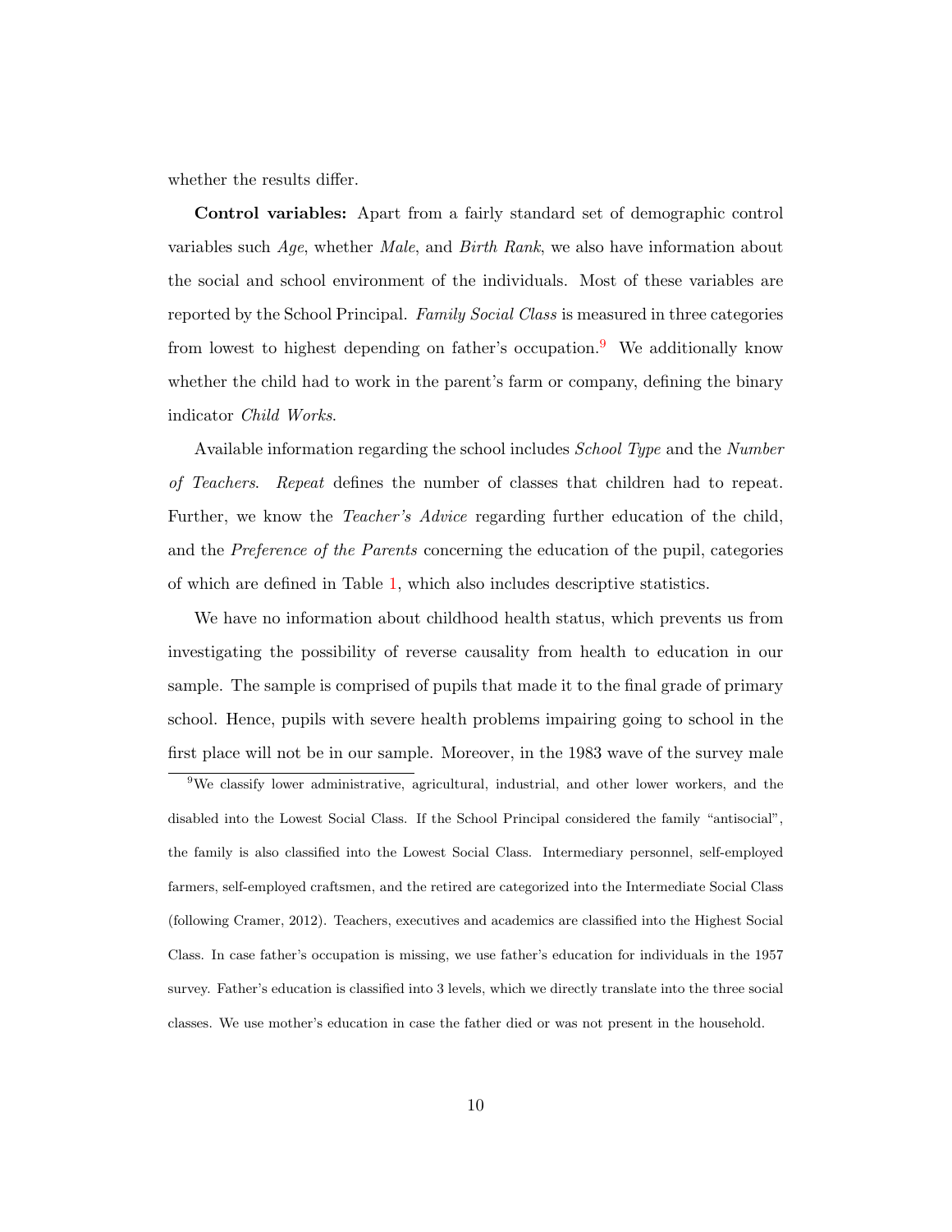whether the results differ.

**Control variables:** Apart from a fairly standard set of demographic control variables such *Age*, whether *Male*, and *Birth Rank*, we also have information about the social and school environment of the individuals. Most of these variables are reported by the School Principal. *Family Social Class* is measured in three categories from lowest to highest depending on father's occupation.[9] We additionally know whether the child had to work in the parent's farm or company, defining the binary indicator *Child Works*.

Available information regarding the school includes *School Type* and the *Number of Teachers*. *Repeat* defines the number of classes that children had to repeat. Further, we know the *Teacher's Advice* regarding further education of the child, and the *Preference of the Parents* concerning the education of the pupil, categories of which are defined in Table 1, which also includes descriptive statistics.

We have no information about childhood health status, which prevents us from investigating the possibility of reverse causality from health to education in our sample. The sample is comprised of pupils that made it to the final grade of primary school. Hence, pupils with severe health problems impairing going to school in the first place will not be in our sample. Moreover, in the 1983 wave of the survey male

---

[9] We classify lower administrative, agricultural, industrial, and other lower workers, and the disabled into the Lowest Social Class. If the School Principal considered the family "antisocial", the family is also classified into the Lowest Social Class. Intermediary personnel, self-employed farmers, self-employed craftsmen, and the retired are categorized into the Intermediate Social Class (following Cramer, 2012). Teachers, executives and academics are classified into the Highest Social Class. In case father's occupation is missing, we use father's education for individuals in the 1957 survey. Father's education is classified into 3 levels, which we directly translate into the three social classes. We use mother's education in case the father died or was not present in the household.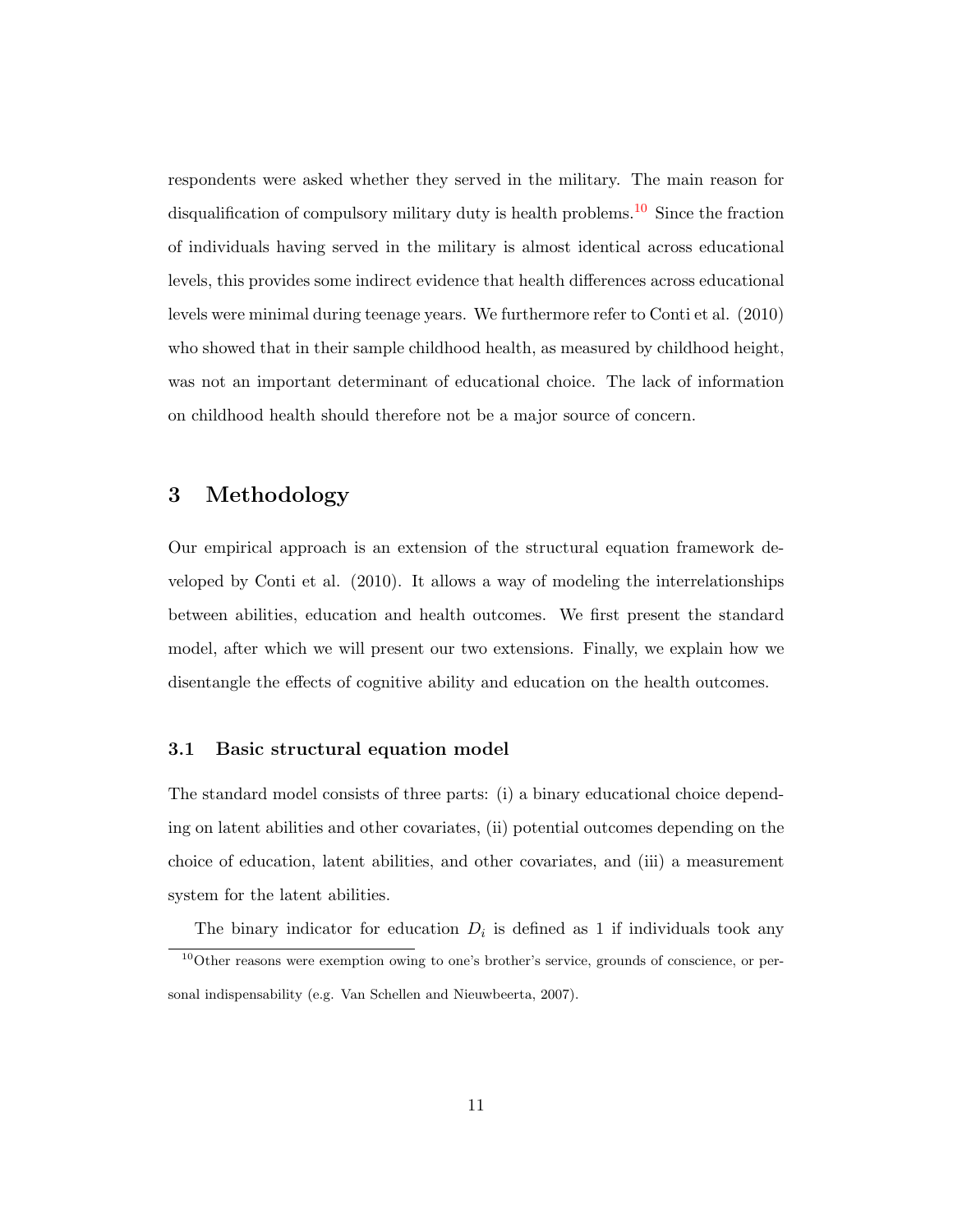respondents were asked whether they served in the military. The main reason for disqualification of compulsory military duty is health problems.[10] Since the fraction of individuals having served in the military is almost identical across educational levels, this provides some indirect evidence that health differences across educational levels were minimal during teenage years. We furthermore refer to Conti et al. (2010) who showed that in their sample childhood health, as measured by childhood height, was not an important determinant of educational choice. The lack of information on childhood health should therefore not be a major source of concern.

## 3 Methodology

Our empirical approach is an extension of the structural equation framework developed by Conti et al. (2010). It allows a way of modeling the interrelationships between abilities, education and health outcomes. We first present the standard model, after which we will present our two extensions. Finally, we explain how we disentangle the effects of cognitive ability and education on the health outcomes.

### 3.1 Basic structural equation model

The standard model consists of three parts: (i) a binary educational choice depending on latent abilities and other covariates, (ii) potential outcomes depending on the choice of education, latent abilities, and other covariates, and (iii) a measurement system for the latent abilities.

The binary indicator for education $D_i$ is defined as 1 if individuals took any

[10] Other reasons were exemption owing to one's brother's service, grounds of conscience, or personal indispensability (e.g. Van Schellen and Nieuwbeerta, 2007).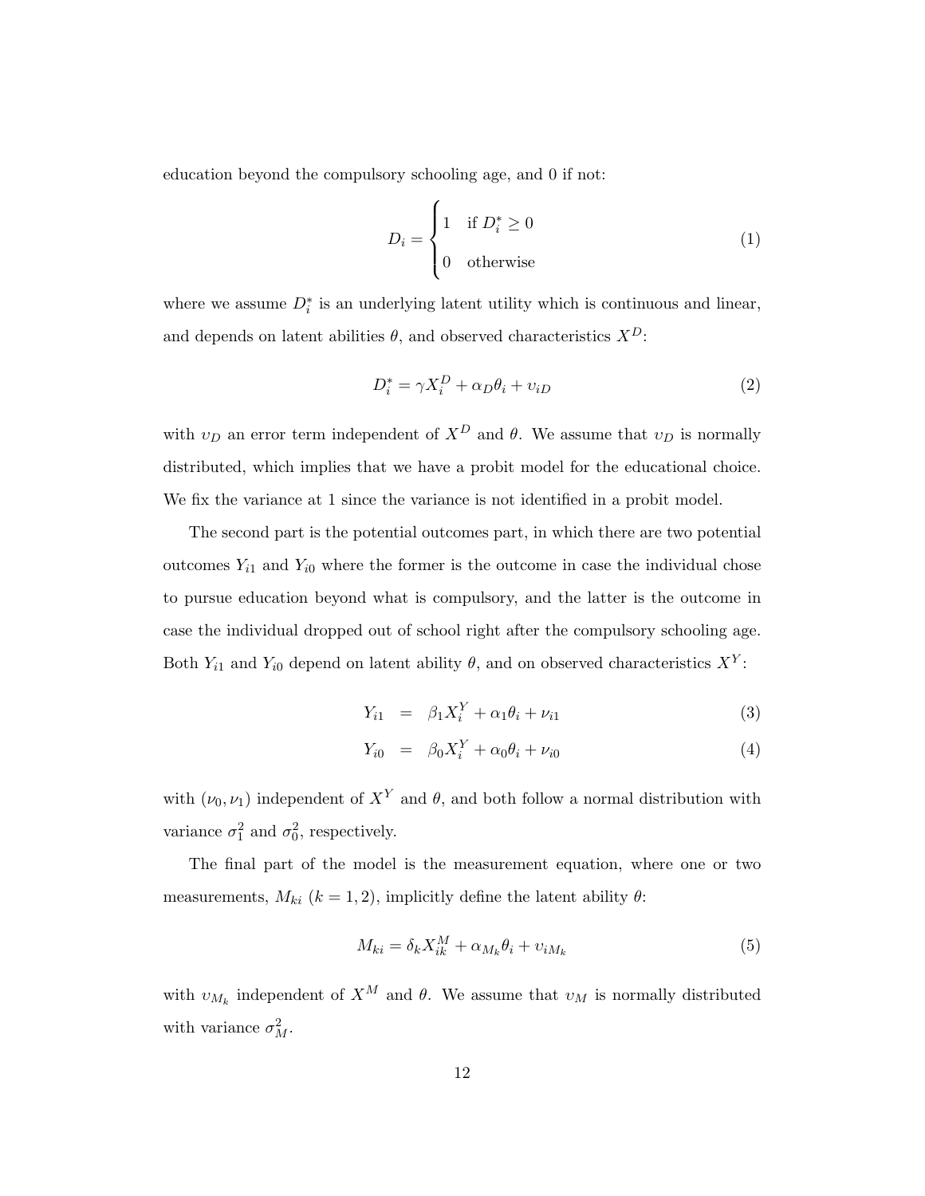education beyond the compulsory schooling age, and 0 if not:

$$D_i = \begin{cases} 1 & \text{if } D_i^* \geq 0 \\ 0 & \text{otherwise} \end{cases} \tag{1}$$

where we assume $D_i^*$ is an underlying latent utility which is continuous and linear, and depends on latent abilities $\theta$, and observed characteristics $X^D$:

$$D_i^* = \gamma X_i^D + \alpha_D \theta_i + \upsilon_{iD} \tag{2}$$

with $\upsilon_D$ an error term independent of $X^D$ and $\theta$. We assume that $\upsilon_D$ is normally distributed, which implies that we have a probit model for the educational choice. We fix the variance at 1 since the variance is not identified in a probit model.

The second part is the potential outcomes part, in which there are two potential outcomes $Y_{i1}$ and $Y_{i0}$ where the former is the outcome in case the individual chose to pursue education beyond what is compulsory, and the latter is the outcome in case the individual dropped out of school right after the compulsory schooling age. Both $Y_{i1}$ and $Y_{i0}$ depend on latent ability $\theta$, and on observed characteristics $X^Y$:

$$Y_{i1} = \beta_1 X_i^Y + \alpha_1 \theta_i + \nu_{i1} \tag{3}$$

$$Y_{i0} = \beta_0 X_i^Y + \alpha_0 \theta_i + \nu_{i0} \tag{4}$$

with $(\nu_0, \nu_1)$ independent of $X^Y$ and $\theta$, and both follow a normal distribution with variance $\sigma_1^2$ and $\sigma_0^2$, respectively.

The final part of the model is the measurement equation, where one or two measurements, $M_{ki}$ $(k = 1, 2)$, implicitly define the latent ability $\theta$:

$$M_{ki} = \delta_k X_{ik}^M + \alpha_{M_k} \theta_i + \upsilon_{iM_k} \tag{5}$$

with $\upsilon_{M_k}$ independent of $X^M$ and $\theta$. We assume that $\upsilon_M$ is normally distributed with variance $\sigma_M^2$.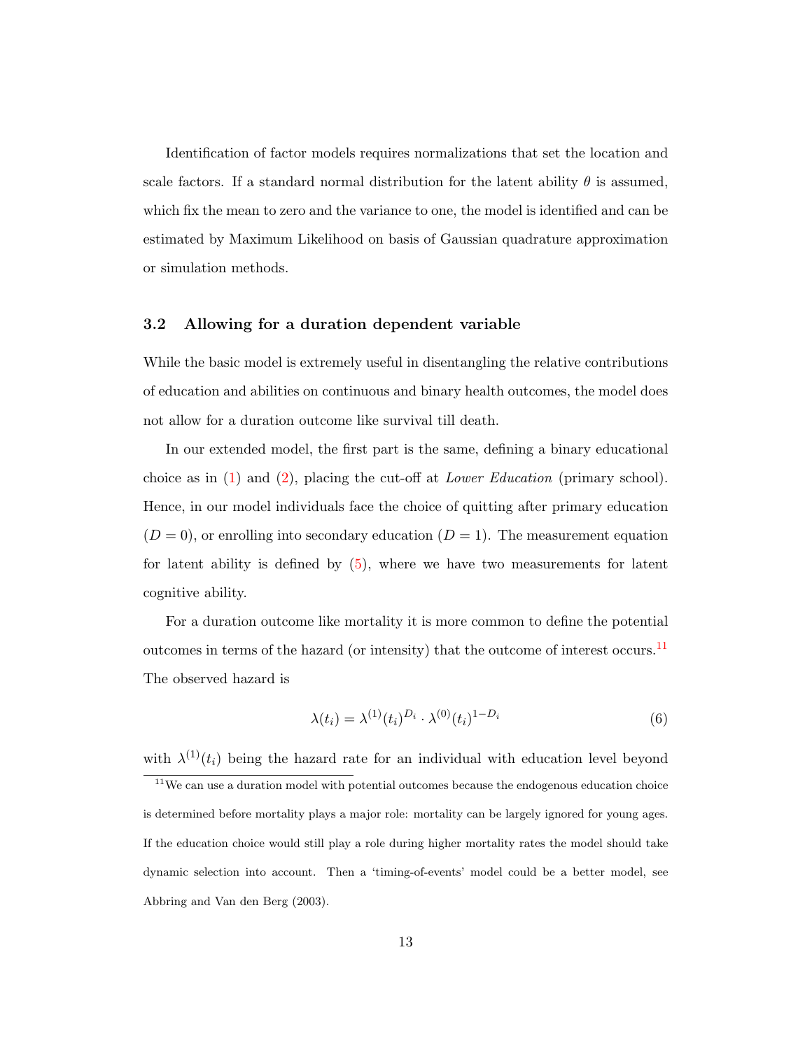Identification of factor models requires normalizations that set the location and scale factors. If a standard normal distribution for the latent ability $\theta$ is assumed, which fix the mean to zero and the variance to one, the model is identified and can be estimated by Maximum Likelihood on basis of Gaussian quadrature approximation or simulation methods.

### 3.2 Allowing for a duration dependent variable

While the basic model is extremely useful in disentangling the relative contributions of education and abilities on continuous and binary health outcomes, the model does not allow for a duration outcome like survival till death.

In our extended model, the first part is the same, defining a binary educational choice as in (1) and (2), placing the cut-off at *Lower Education* (primary school). Hence, in our model individuals face the choice of quitting after primary education ($D = 0$), or enrolling into secondary education ($D = 1$). The measurement equation for latent ability is defined by (5), where we have two measurements for latent cognitive ability.

For a duration outcome like mortality it is more common to define the potential outcomes in terms of the hazard (or intensity) that the outcome of interest occurs.[11] The observed hazard is

$$\lambda(t_i) = \lambda^{(1)}(t_i)^{D_i} \cdot \lambda^{(0)}(t_i)^{1-D_i} \tag{6}$$

with $\lambda^{(1)}(t_i)$ being the hazard rate for an individual with education level beyond

[11] We can use a duration model with potential outcomes because the endogenous education choice is determined before mortality plays a major role: mortality can be largely ignored for young ages. If the education choice would still play a role during higher mortality rates the model should take dynamic selection into account. Then a 'timing-of-events' model could be a better model, see Abbring and Van den Berg (2003).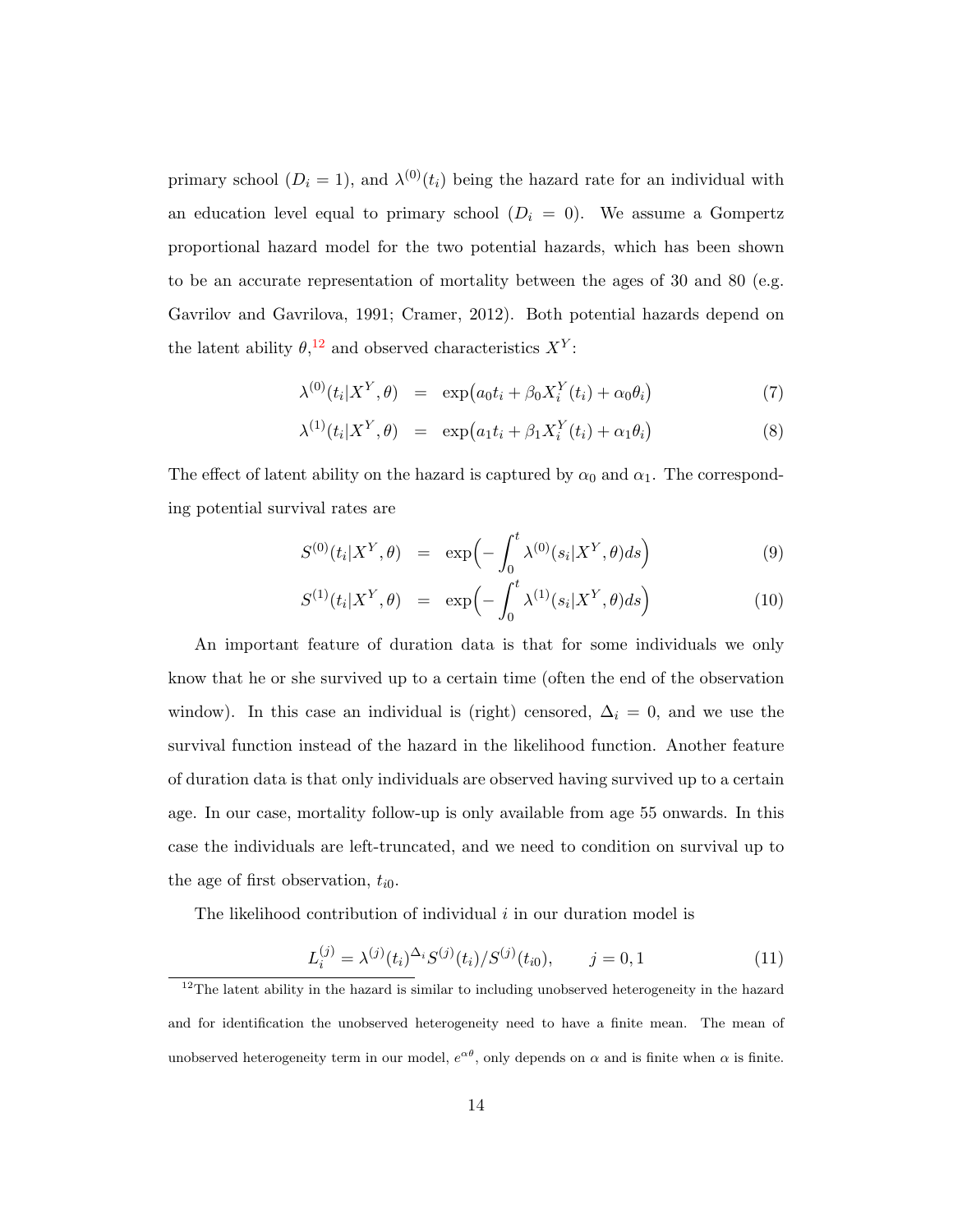primary school ($D_i = 1$), and $\lambda^{(0)}(t_i)$ being the hazard rate for an individual with an education level equal to primary school ($D_i = 0$). We assume a Gompertz proportional hazard model for the two potential hazards, which has been shown to be an accurate representation of mortality between the ages of 30 and 80 (e.g. Gavrilov and Gavrilova, 1991; Cramer, 2012). Both potential hazards depend on the latent ability $\theta$,[12] and observed characteristics $X^Y$:

$$
\begin{aligned}
\lambda^{(0)}(t_i|X^Y,\theta) &= \exp\bigl(a_0 t_i + \beta_0 X_i^Y(t_i) + \alpha_0\theta_i\bigr) && (7)\\
\lambda^{(1)}(t_i|X^Y,\theta) &= \exp\bigl(a_1 t_i + \beta_1 X_i^Y(t_i) + \alpha_1\theta_i\bigr) && (8)
\end{aligned}
$$

The effect of latent ability on the hazard is captured by $\alpha_0$ and $\alpha_1$. The corresponding potential survival rates are

$$
\begin{aligned}
S^{(0)}(t_i|X^Y,\theta) &= \exp\Bigl(-\int_0^t \lambda^{(0)}(s_i|X^Y,\theta)ds\Bigr) && (9)\\
S^{(1)}(t_i|X^Y,\theta) &= \exp\Bigl(-\int_0^t \lambda^{(1)}(s_i|X^Y,\theta)ds\Bigr) && (10)
\end{aligned}
$$

An important feature of duration data is that for some individuals we only know that he or she survived up to a certain time (often the end of the observation window). In this case an individual is (right) censored, $\Delta_i = 0$, and we use the survival function instead of the hazard in the likelihood function. Another feature of duration data is that only individuals are observed having survived up to a certain age. In our case, mortality follow-up is only available from age 55 onwards. In this case the individuals are left-truncated, and we need to condition on survival up to the age of first observation, $t_{i0}$.

The likelihood contribution of individual $i$ in our duration model is

$$
L_i^{(j)} = \lambda^{(j)}(t_i)^{\Delta_i} S^{(j)}(t_i)/S^{(j)}(t_{i0}), \qquad j = 0,1 \tag{11}
$$

[12] The latent ability in the hazard is similar to including unobserved heterogeneity in the hazard and for identification the unobserved heterogeneity need to have a finite mean. The mean of unobserved heterogeneity term in our model, $e^{\alpha\theta}$, only depends on $\alpha$ and is finite when $\alpha$ is finite.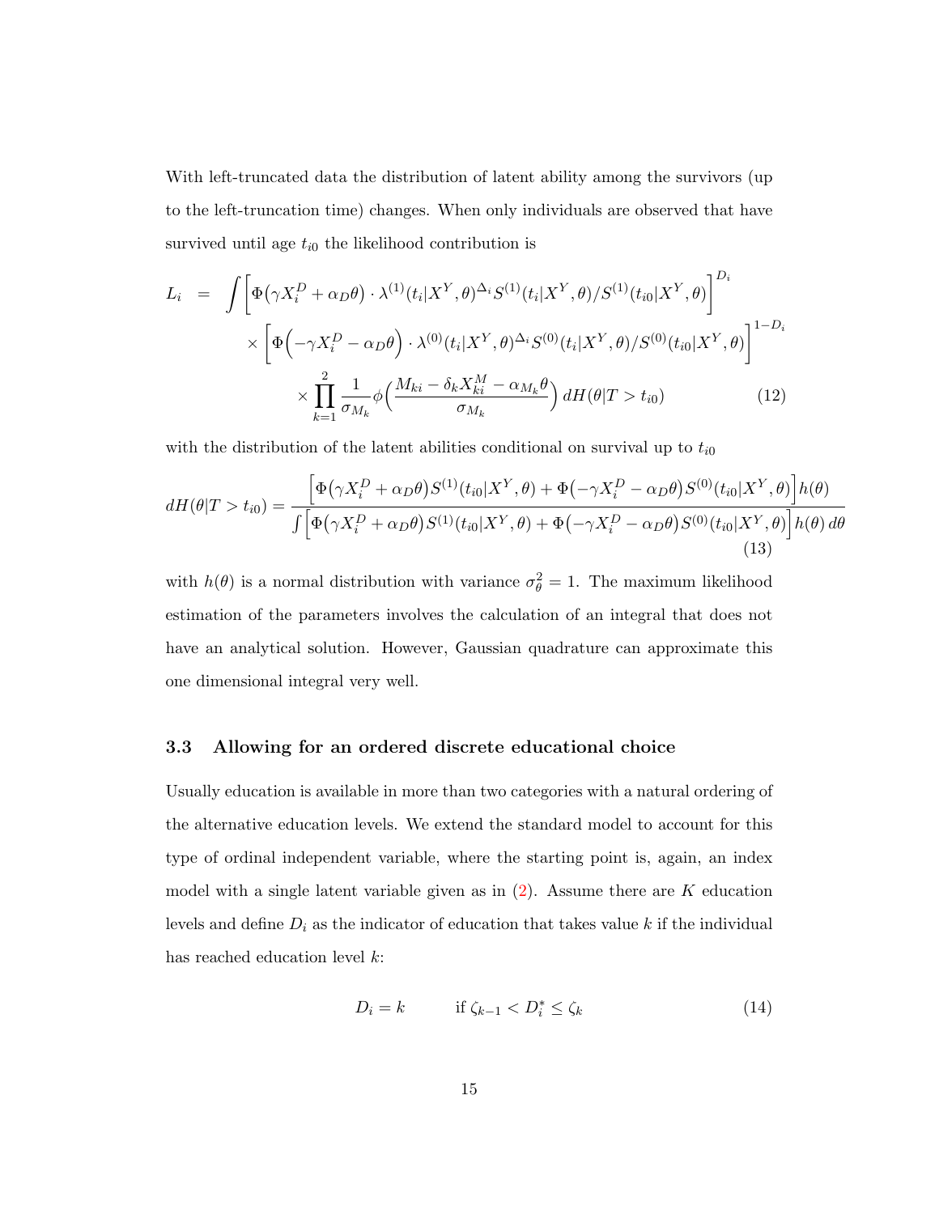With left-truncated data the distribution of latent ability among the survivors (up to the left-truncation time) changes. When only individuals are observed that have survived until age $t_{i0}$ the likelihood contribution is

$$
\begin{aligned}
L_i \;=\; \int & \Big[\Phi\big(\gamma X_i^D + \alpha_D\theta\big) \cdot \lambda^{(1)}(t_i|X^Y,\theta)^{\Delta_i} S^{(1)}(t_i|X^Y,\theta)/S^{(1)}(t_{i0}|X^Y,\theta)\Big]^{D_i} \\
& \times \Big[\Phi\Big(-\gamma X_i^D - \alpha_D\theta\Big) \cdot \lambda^{(0)}(t_i|X^Y,\theta)^{\Delta_i} S^{(0)}(t_i|X^Y,\theta)/S^{(0)}(t_{i0}|X^Y,\theta)\Big]^{1-D_i} \\
& \times \prod_{k=1}^{2} \frac{1}{\sigma_{M_k}} \phi\Big(\frac{M_{ki} - \delta_k X_{ki}^M - \alpha_{M_k}\theta}{\sigma_{M_k}}\Big)\, dH(\theta|T > t_{i0}) \qquad (12)
\end{aligned}
$$

with the distribution of the latent abilities conditional on survival up to $t_{i0}$

$$
dH(\theta|T > t_{i0}) = \frac{\Big[\Phi\big(\gamma X_i^D + \alpha_D\theta\big) S^{(1)}(t_{i0}|X^Y,\theta) + \Phi\big(-\gamma X_i^D - \alpha_D\theta\big) S^{(0)}(t_{i0}|X^Y,\theta)\Big] h(\theta)}{\int \Big[\Phi\big(\gamma X_i^D + \alpha_D\theta\big) S^{(1)}(t_{i0}|X^Y,\theta) + \Phi\big(-\gamma X_i^D - \alpha_D\theta\big) S^{(0)}(t_{i0}|X^Y,\theta)\Big] h(\theta)\, d\theta} \qquad (13)
$$

with $h(\theta)$ is a normal distribution with variance $\sigma_\theta^2 = 1$. The maximum likelihood estimation of the parameters involves the calculation of an integral that does not have an analytical solution. However, Gaussian quadrature can approximate this one dimensional integral very well.

### 3.3 Allowing for an ordered discrete educational choice

Usually education is available in more than two categories with a natural ordering of the alternative education levels. We extend the standard model to account for this type of ordinal independent variable, where the starting point is, again, an index model with a single latent variable given as in (2). Assume there are $K$ education levels and define $D_i$ as the indicator of education that takes value $k$ if the individual has reached education level $k$:

$$
D_i = k \qquad \text{if } \zeta_{k-1} < D_i^* \leq \zeta_k \qquad (14)
$$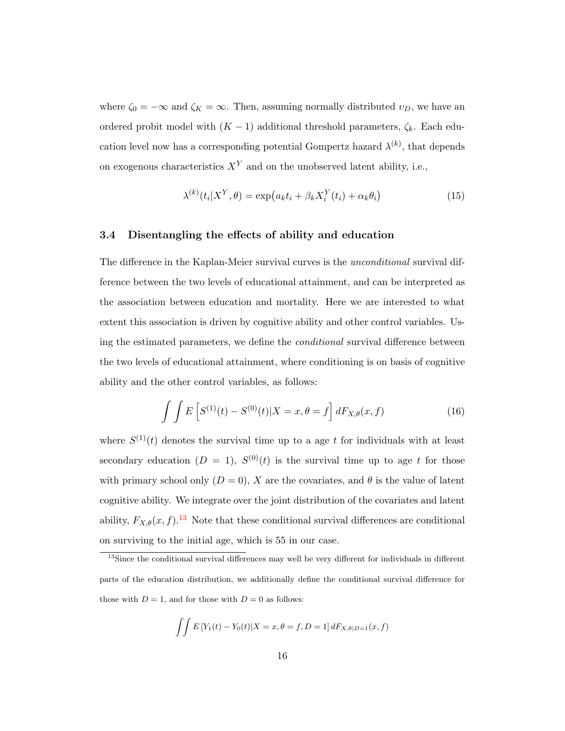where $\zeta_0 = -\infty$ and $\zeta_K = \infty$. Then, assuming normally distributed $\upsilon_D$, we have an ordered probit model with $(K-1)$ additional threshold parameters, $\zeta_k$. Each education level now has a corresponding potential Gompertz hazard $\lambda^{(k)}$, that depends on exogenous characteristics $X^Y$ and on the unobserved latent ability, i.e.,

$$\lambda^{(k)}(t_i|X^Y, \theta) = \exp\bigl(a_k t_i + \beta_k X_i^Y(t_i) + \alpha_k \theta_i\bigr) \tag{15}$$

### 3.4 Disentangling the effects of ability and education

The difference in the Kaplan-Meier survival curves is the *unconditional* survival difference between the two levels of educational attainment, and can be interpreted as the association between education and mortality. Here we are interested to what extent this association is driven by cognitive ability and other control variables. Using the estimated parameters, we define the *conditional* survival difference between the two levels of educational attainment, where conditioning is on basis of cognitive ability and the other control variables, as follows:

$$\int\int E\left[S^{(1)}(t) - S^{(0)}(t)|X = x, \theta = f\right] dF_{X,\theta}(x, f) \tag{16}$$

where $S^{(1)}(t)$ denotes the survival time up to a age $t$ for individuals with at least secondary education $(D = 1)$, $S^{(0)}(t)$ is the survival time up to age $t$ for those with primary school only $(D = 0)$, $X$ are the covariates, and $\theta$ is the value of latent cognitive ability. We integrate over the joint distribution of the covariates and latent ability, $F_{X,\theta}(x, f)$.[13] Note that these conditional survival differences are conditional on surviving to the initial age, which is 55 in our case.

[13] Since the conditional survival differences may well be very different for individuals in different parts of the education distribution, we additionally define the conditional survival difference for those with $D = 1$, and for those with $D = 0$ as follows:

$$\int\int E\left[Y_1(t) - Y_0(t)|X = x, \theta = f, D = 1\right] dF_{X,\theta|D=1}(x, f)$$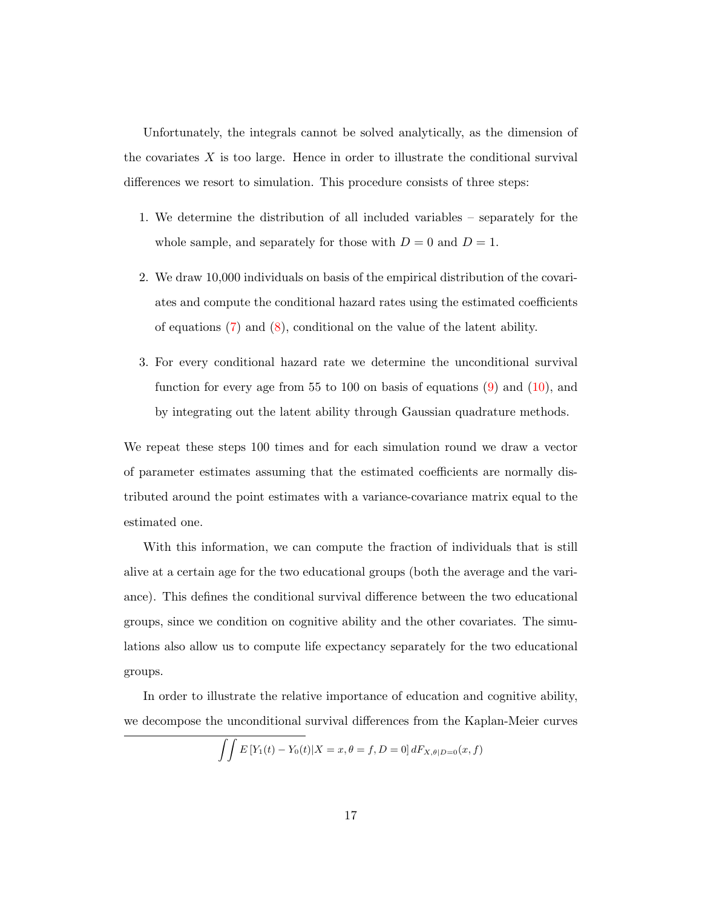Unfortunately, the integrals cannot be solved analytically, as the dimension of the covariates $X$ is too large. Hence in order to illustrate the conditional survival differences we resort to simulation. This procedure consists of three steps:

1. We determine the distribution of all included variables – separately for the whole sample, and separately for those with $D = 0$ and $D = 1$.

2. We draw 10,000 individuals on basis of the empirical distribution of the covariates and compute the conditional hazard rates using the estimated coefficients of equations (7) and (8), conditional on the value of the latent ability.

3. For every conditional hazard rate we determine the unconditional survival function for every age from 55 to 100 on basis of equations (9) and (10), and by integrating out the latent ability through Gaussian quadrature methods.

We repeat these steps 100 times and for each simulation round we draw a vector of parameter estimates assuming that the estimated coefficients are normally distributed around the point estimates with a variance-covariance matrix equal to the estimated one.

With this information, we can compute the fraction of individuals that is still alive at a certain age for the two educational groups (both the average and the variance). This defines the conditional survival difference between the two educational groups, since we condition on cognitive ability and the other covariates. The simulations also allow us to compute life expectancy separately for the two educational groups.

In order to illustrate the relative importance of education and cognitive ability, we decompose the unconditional survival differences from the Kaplan-Meier curves

$$\int\int E\left[Y_1(t) - Y_0(t)|X = x, \theta = f, D = 0\right] dF_{X,\theta|D=0}(x, f)$$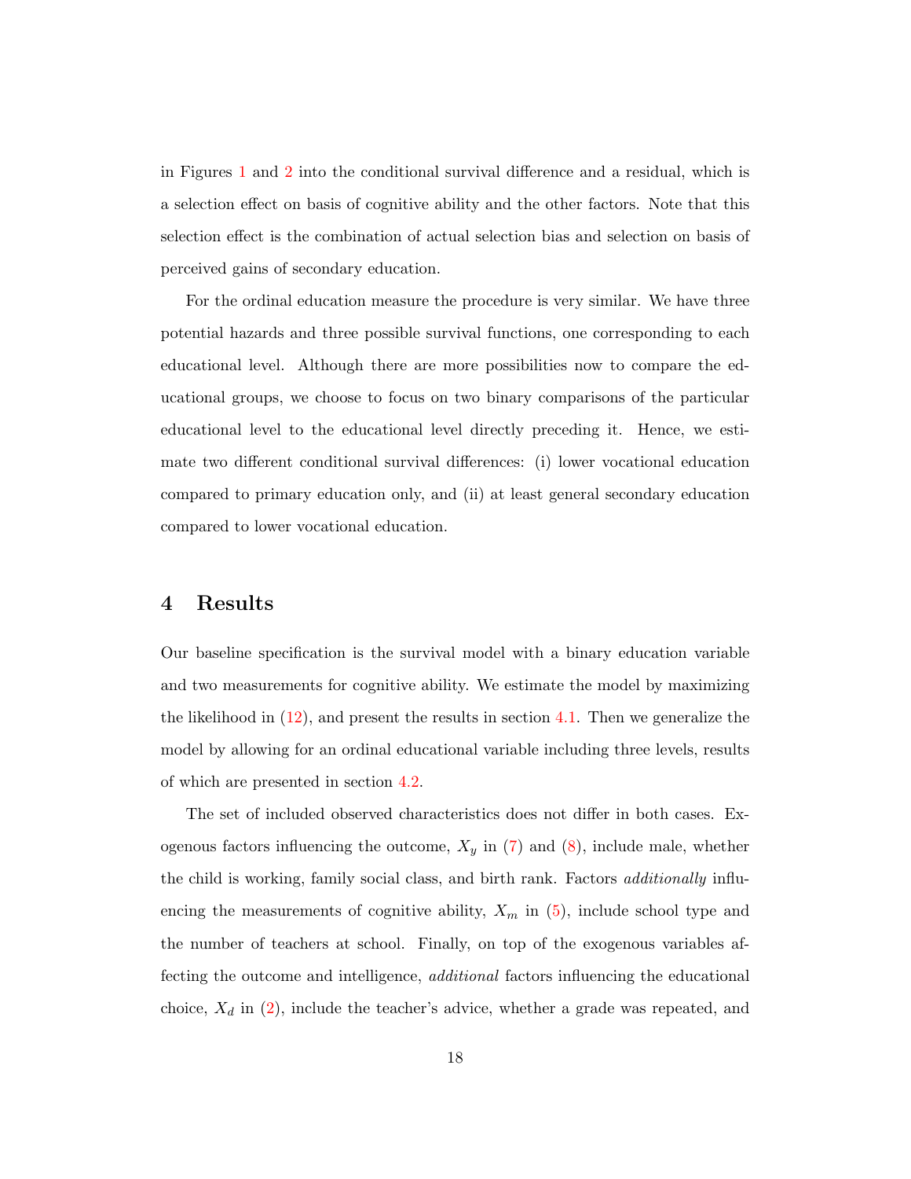in Figures 1 and 2 into the conditional survival difference and a residual, which is a selection effect on basis of cognitive ability and the other factors. Note that this selection effect is the combination of actual selection bias and selection on basis of perceived gains of secondary education.

For the ordinal education measure the procedure is very similar. We have three potential hazards and three possible survival functions, one corresponding to each educational level. Although there are more possibilities now to compare the educational groups, we choose to focus on two binary comparisons of the particular educational level to the educational level directly preceding it. Hence, we estimate two different conditional survival differences: (i) lower vocational education compared to primary education only, and (ii) at least general secondary education compared to lower vocational education.

# 4 Results

Our baseline specification is the survival model with a binary education variable and two measurements for cognitive ability. We estimate the model by maximizing the likelihood in (12), and present the results in section 4.1. Then we generalize the model by allowing for an ordinal educational variable including three levels, results of which are presented in section 4.2.

The set of included observed characteristics does not differ in both cases. Exogenous factors influencing the outcome, $X_y$ in (7) and (8), include male, whether the child is working, family social class, and birth rank. Factors *additionally* influencing the measurements of cognitive ability, $X_m$ in (5), include school type and the number of teachers at school. Finally, on top of the exogenous variables affecting the outcome and intelligence, *additional* factors influencing the educational choice, $X_d$ in (2), include the teacher's advice, whether a grade was repeated, and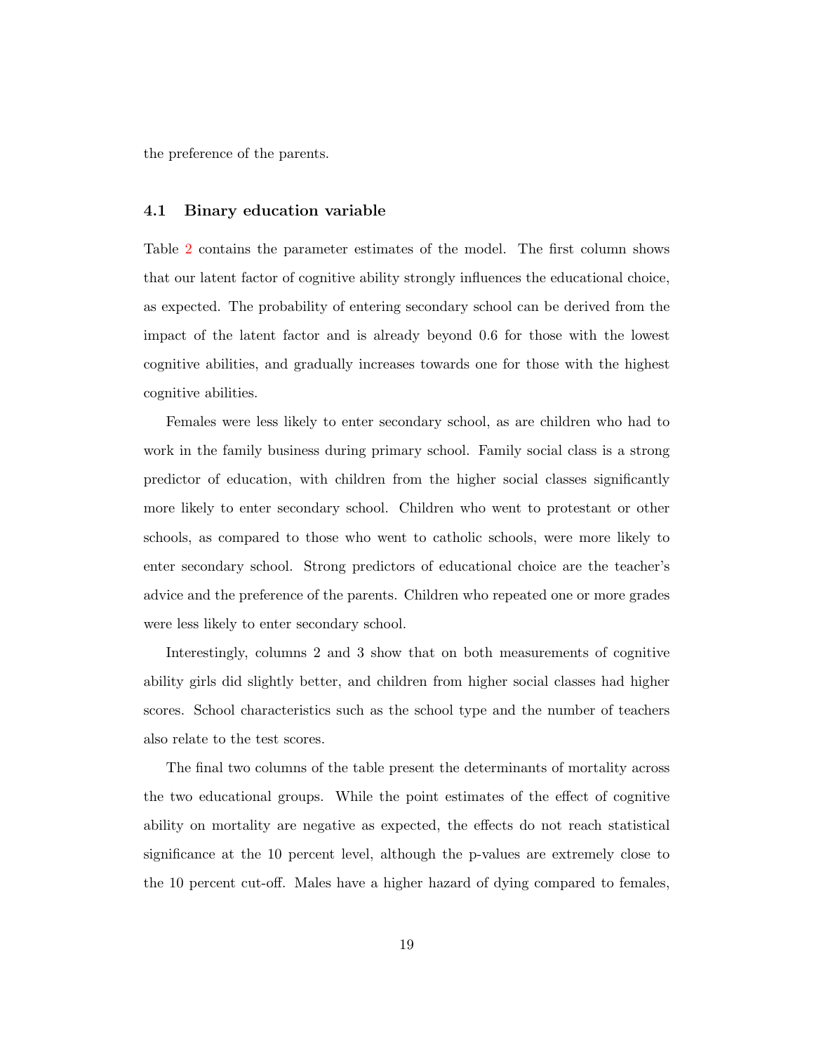the preference of the parents.

### 4.1 Binary education variable

Table 2 contains the parameter estimates of the model. The first column shows that our latent factor of cognitive ability strongly influences the educational choice, as expected. The probability of entering secondary school can be derived from the impact of the latent factor and is already beyond 0.6 for those with the lowest cognitive abilities, and gradually increases towards one for those with the highest cognitive abilities.

Females were less likely to enter secondary school, as are children who had to work in the family business during primary school. Family social class is a strong predictor of education, with children from the higher social classes significantly more likely to enter secondary school. Children who went to protestant or other schools, as compared to those who went to catholic schools, were more likely to enter secondary school. Strong predictors of educational choice are the teacher's advice and the preference of the parents. Children who repeated one or more grades were less likely to enter secondary school.

Interestingly, columns 2 and 3 show that on both measurements of cognitive ability girls did slightly better, and children from higher social classes had higher scores. School characteristics such as the school type and the number of teachers also relate to the test scores.

The final two columns of the table present the determinants of mortality across the two educational groups. While the point estimates of the effect of cognitive ability on mortality are negative as expected, the effects do not reach statistical significance at the 10 percent level, although the p-values are extremely close to the 10 percent cut-off. Males have a higher hazard of dying compared to females,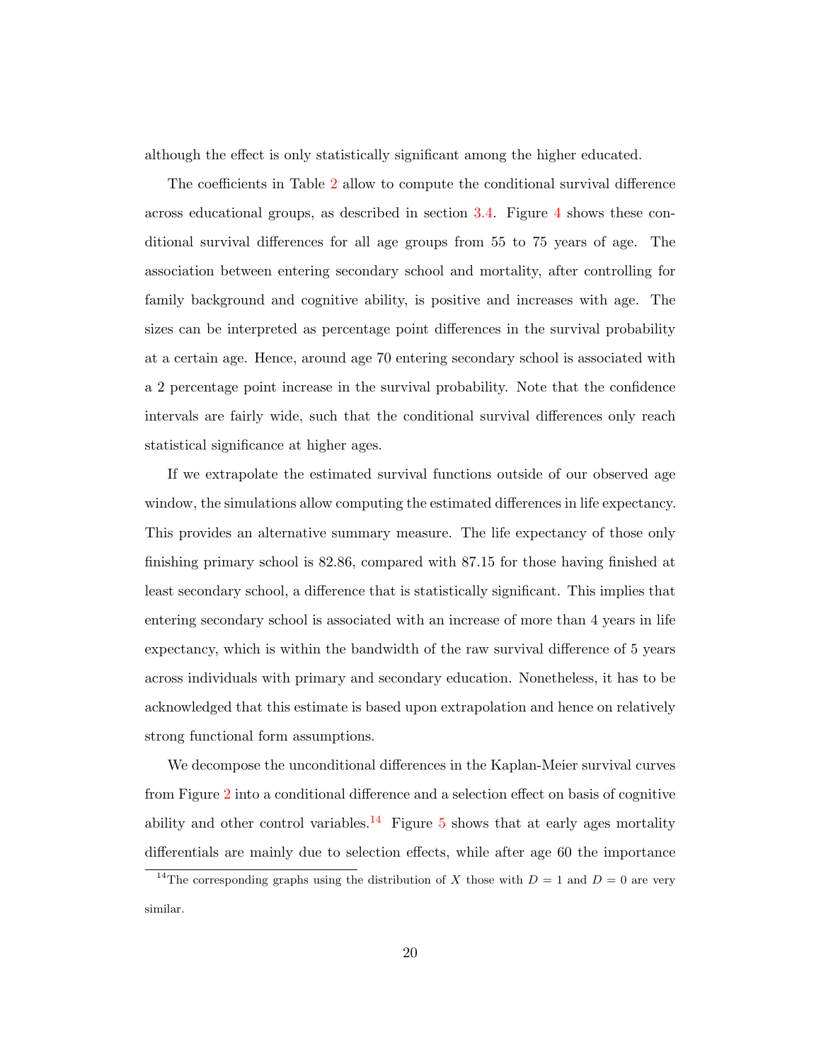although the effect is only statistically significant among the higher educated.

The coefficients in Table 2 allow to compute the conditional survival difference across educational groups, as described in section 3.4. Figure 4 shows these conditional survival differences for all age groups from 55 to 75 years of age. The association between entering secondary school and mortality, after controlling for family background and cognitive ability, is positive and increases with age. The sizes can be interpreted as percentage point differences in the survival probability at a certain age. Hence, around age 70 entering secondary school is associated with a 2 percentage point increase in the survival probability. Note that the confidence intervals are fairly wide, such that the conditional survival differences only reach statistical significance at higher ages.

If we extrapolate the estimated survival functions outside of our observed age window, the simulations allow computing the estimated differences in life expectancy. This provides an alternative summary measure. The life expectancy of those only finishing primary school is 82.86, compared with 87.15 for those having finished at least secondary school, a difference that is statistically significant. This implies that entering secondary school is associated with an increase of more than 4 years in life expectancy, which is within the bandwidth of the raw survival difference of 5 years across individuals with primary and secondary education. Nonetheless, it has to be acknowledged that this estimate is based upon extrapolation and hence on relatively strong functional form assumptions.

We decompose the unconditional differences in the Kaplan-Meier survival curves from Figure 2 into a conditional difference and a selection effect on basis of cognitive ability and other control variables.[14] Figure 5 shows that at early ages mortality differentials are mainly due to selection effects, while after age 60 the importance

[14] The corresponding graphs using the distribution of $X$ those with $D = 1$ and $D = 0$ are very similar.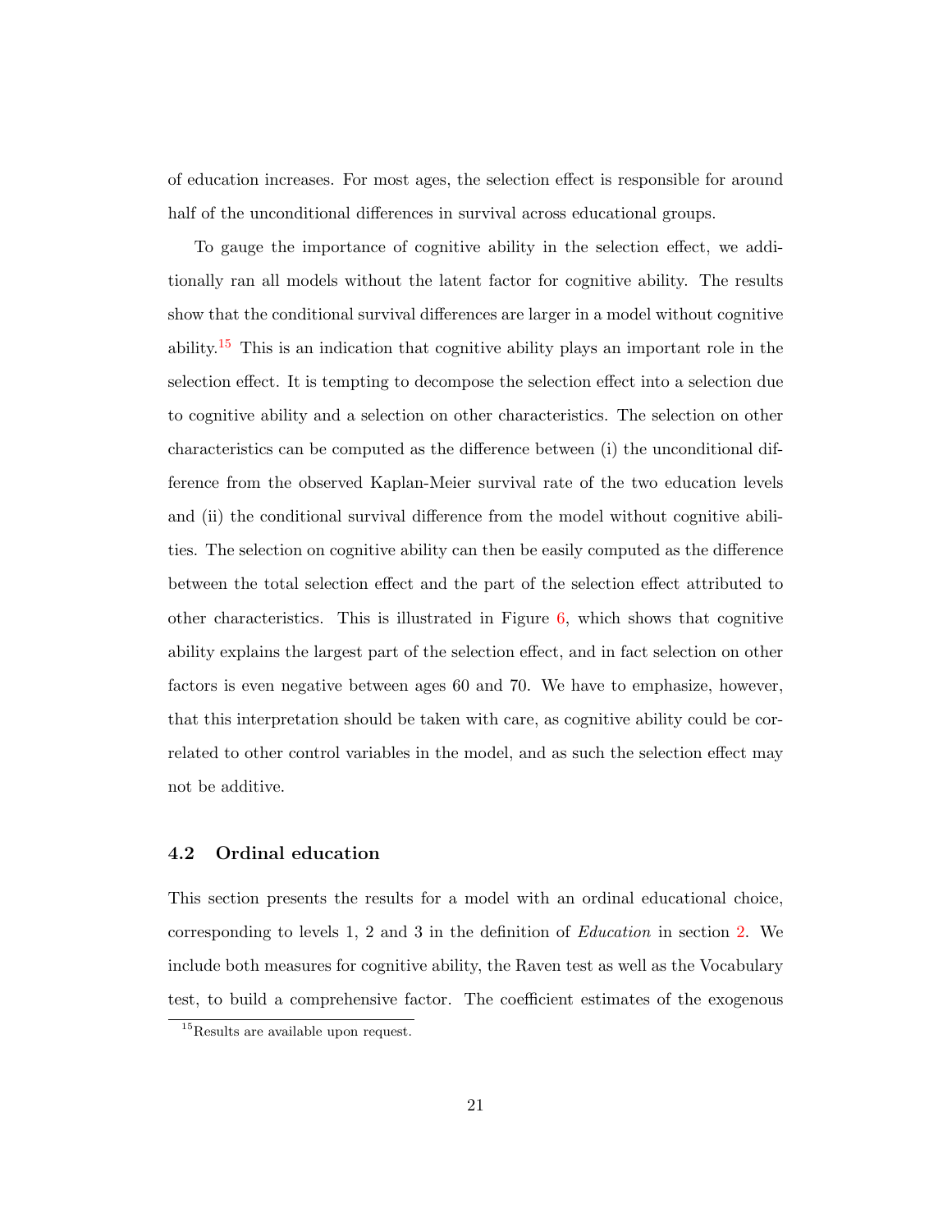of education increases. For most ages, the selection effect is responsible for around half of the unconditional differences in survival across educational groups.

To gauge the importance of cognitive ability in the selection effect, we additionally ran all models without the latent factor for cognitive ability. The results show that the conditional survival differences are larger in a model without cognitive ability.[15] This is an indication that cognitive ability plays an important role in the selection effect. It is tempting to decompose the selection effect into a selection due to cognitive ability and a selection on other characteristics. The selection on other characteristics can be computed as the difference between (i) the unconditional difference from the observed Kaplan-Meier survival rate of the two education levels and (ii) the conditional survival difference from the model without cognitive abilities. The selection on cognitive ability can then be easily computed as the difference between the total selection effect and the part of the selection effect attributed to other characteristics. This is illustrated in Figure 6, which shows that cognitive ability explains the largest part of the selection effect, and in fact selection on other factors is even negative between ages 60 and 70. We have to emphasize, however, that this interpretation should be taken with care, as cognitive ability could be correlated to other control variables in the model, and as such the selection effect may not be additive.

### 4.2 Ordinal education

This section presents the results for a model with an ordinal educational choice, corresponding to levels 1, 2 and 3 in the definition of *Education* in section 2. We include both measures for cognitive ability, the Raven test as well as the Vocabulary test, to build a comprehensive factor. The coefficient estimates of the exogenous

[15] Results are available upon request.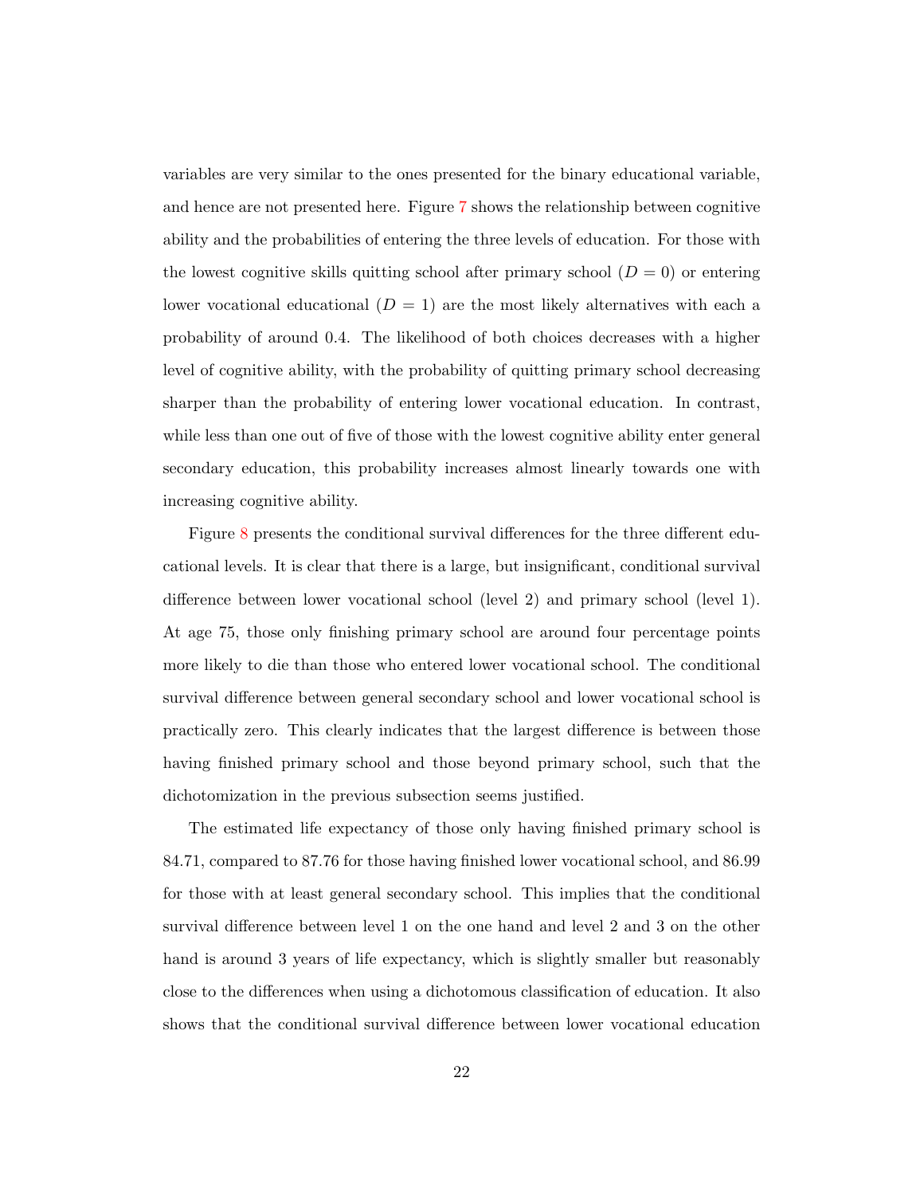variables are very similar to the ones presented for the binary educational variable, and hence are not presented here. Figure 7 shows the relationship between cognitive ability and the probabilities of entering the three levels of education. For those with the lowest cognitive skills quitting school after primary school ($D = 0$) or entering lower vocational educational ($D = 1$) are the most likely alternatives with each a probability of around 0.4. The likelihood of both choices decreases with a higher level of cognitive ability, with the probability of quitting primary school decreasing sharper than the probability of entering lower vocational education. In contrast, while less than one out of five of those with the lowest cognitive ability enter general secondary education, this probability increases almost linearly towards one with increasing cognitive ability.

Figure 8 presents the conditional survival differences for the three different educational levels. It is clear that there is a large, but insignificant, conditional survival difference between lower vocational school (level 2) and primary school (level 1). At age 75, those only finishing primary school are around four percentage points more likely to die than those who entered lower vocational school. The conditional survival difference between general secondary school and lower vocational school is practically zero. This clearly indicates that the largest difference is between those having finished primary school and those beyond primary school, such that the dichotomization in the previous subsection seems justified.

The estimated life expectancy of those only having finished primary school is 84.71, compared to 87.76 for those having finished lower vocational school, and 86.99 for those with at least general secondary school. This implies that the conditional survival difference between level 1 on the one hand and level 2 and 3 on the other hand is around 3 years of life expectancy, which is slightly smaller but reasonably close to the differences when using a dichotomous classification of education. It also shows that the conditional survival difference between lower vocational education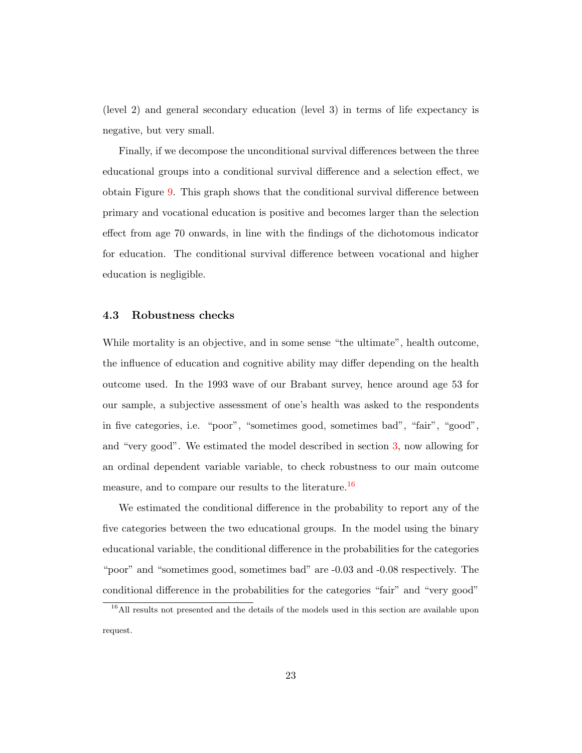(level 2) and general secondary education (level 3) in terms of life expectancy is negative, but very small.

Finally, if we decompose the unconditional survival differences between the three educational groups into a conditional survival difference and a selection effect, we obtain Figure 9. This graph shows that the conditional survival difference between primary and vocational education is positive and becomes larger than the selection effect from age 70 onwards, in line with the findings of the dichotomous indicator for education. The conditional survival difference between vocational and higher education is negligible.

### 4.3 Robustness checks

While mortality is an objective, and in some sense "the ultimate", health outcome, the influence of education and cognitive ability may differ depending on the health outcome used. In the 1993 wave of our Brabant survey, hence around age 53 for our sample, a subjective assessment of one's health was asked to the respondents in five categories, i.e. "poor", "sometimes good, sometimes bad", "fair", "good", and "very good". We estimated the model described in section 3, now allowing for an ordinal dependent variable variable, to check robustness to our main outcome measure, and to compare our results to the literature.[16]

We estimated the conditional difference in the probability to report any of the five categories between the two educational groups. In the model using the binary educational variable, the conditional difference in the probabilities for the categories "poor" and "sometimes good, sometimes bad" are -0.03 and -0.08 respectively. The conditional difference in the probabilities for the categories "fair" and "very good"

[16] All results not presented and the details of the models used in this section are available upon request.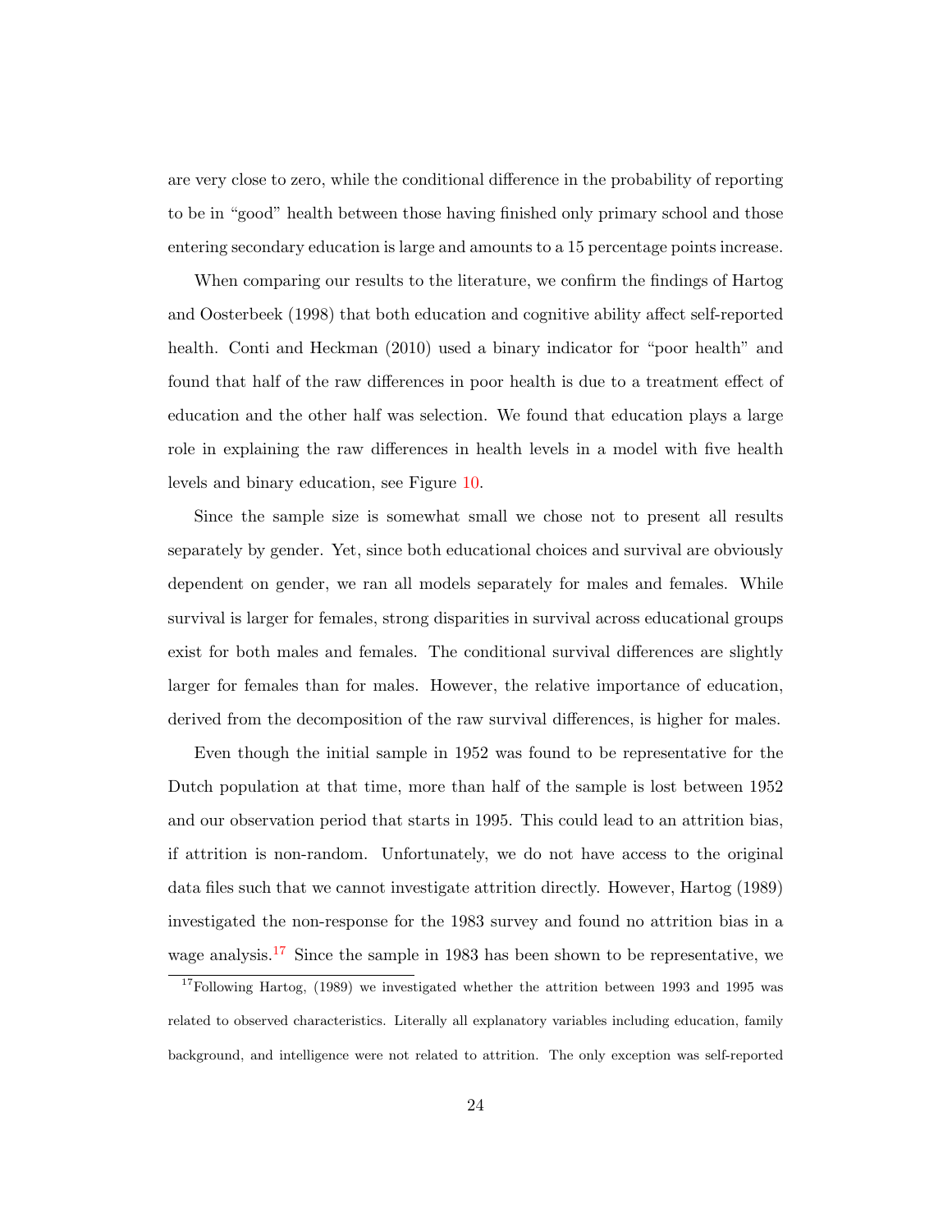are very close to zero, while the conditional difference in the probability of reporting to be in "good" health between those having finished only primary school and those entering secondary education is large and amounts to a 15 percentage points increase.

When comparing our results to the literature, we confirm the findings of Hartog and Oosterbeek (1998) that both education and cognitive ability affect self-reported health. Conti and Heckman (2010) used a binary indicator for "poor health" and found that half of the raw differences in poor health is due to a treatment effect of education and the other half was selection. We found that education plays a large role in explaining the raw differences in health levels in a model with five health levels and binary education, see Figure 10.

Since the sample size is somewhat small we chose not to present all results separately by gender. Yet, since both educational choices and survival are obviously dependent on gender, we ran all models separately for males and females. While survival is larger for females, strong disparities in survival across educational groups exist for both males and females. The conditional survival differences are slightly larger for females than for males. However, the relative importance of education, derived from the decomposition of the raw survival differences, is higher for males.

Even though the initial sample in 1952 was found to be representative for the Dutch population at that time, more than half of the sample is lost between 1952 and our observation period that starts in 1995. This could lead to an attrition bias, if attrition is non-random. Unfortunately, we do not have access to the original data files such that we cannot investigate attrition directly. However, Hartog (1989) investigated the non-response for the 1983 survey and found no attrition bias in a wage analysis.[17] Since the sample in 1983 has been shown to be representative, we

[17] Following Hartog, (1989) we investigated whether the attrition between 1993 and 1995 was related to observed characteristics. Literally all explanatory variables including education, family background, and intelligence were not related to attrition. The only exception was self-reported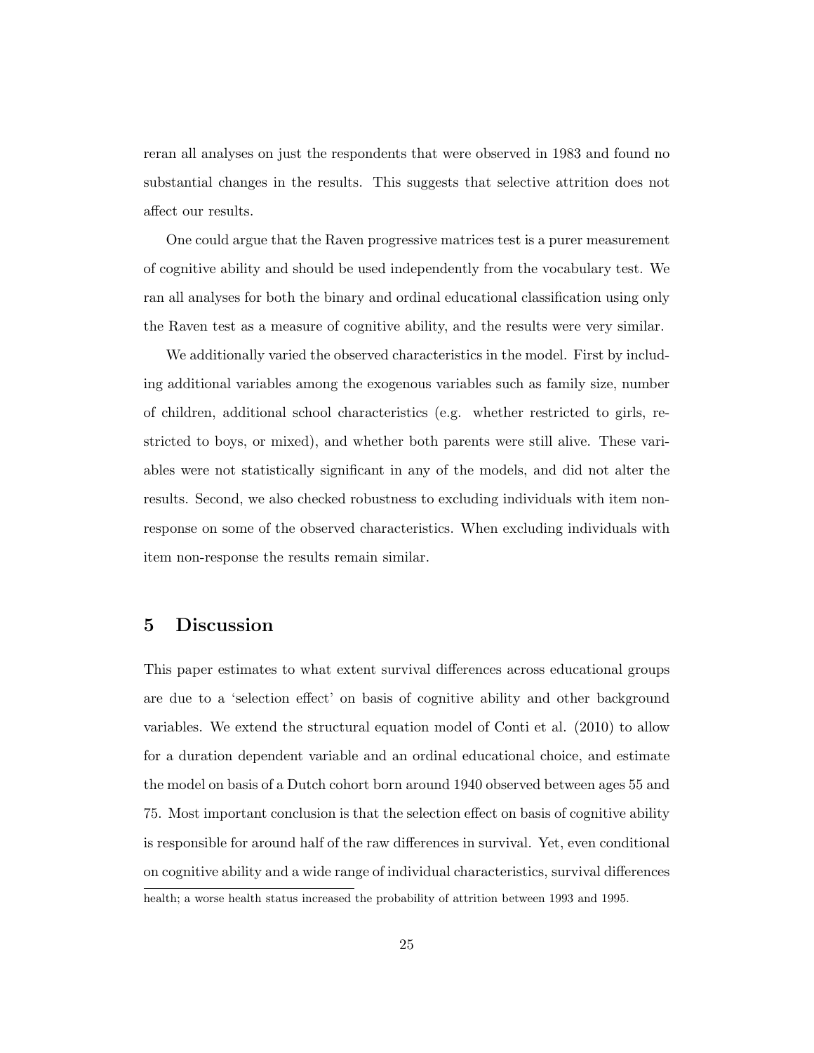reran all analyses on just the respondents that were observed in 1983 and found no substantial changes in the results. This suggests that selective attrition does not affect our results.

One could argue that the Raven progressive matrices test is a purer measurement of cognitive ability and should be used independently from the vocabulary test. We ran all analyses for both the binary and ordinal educational classification using only the Raven test as a measure of cognitive ability, and the results were very similar.

We additionally varied the observed characteristics in the model. First by including additional variables among the exogenous variables such as family size, number of children, additional school characteristics (e.g. whether restricted to girls, restricted to boys, or mixed), and whether both parents were still alive. These variables were not statistically significant in any of the models, and did not alter the results. Second, we also checked robustness to excluding individuals with item non-response on some of the observed characteristics. When excluding individuals with item non-response the results remain similar.

## 5 Discussion

This paper estimates to what extent survival differences across educational groups are due to a 'selection effect' on basis of cognitive ability and other background variables. We extend the structural equation model of Conti et al. (2010) to allow for a duration dependent variable and an ordinal educational choice, and estimate the model on basis of a Dutch cohort born around 1940 observed between ages 55 and 75. Most important conclusion is that the selection effect on basis of cognitive ability is responsible for around half of the raw differences in survival. Yet, even conditional on cognitive ability and a wide range of individual characteristics, survival differences

health; a worse health status increased the probability of attrition between 1993 and 1995.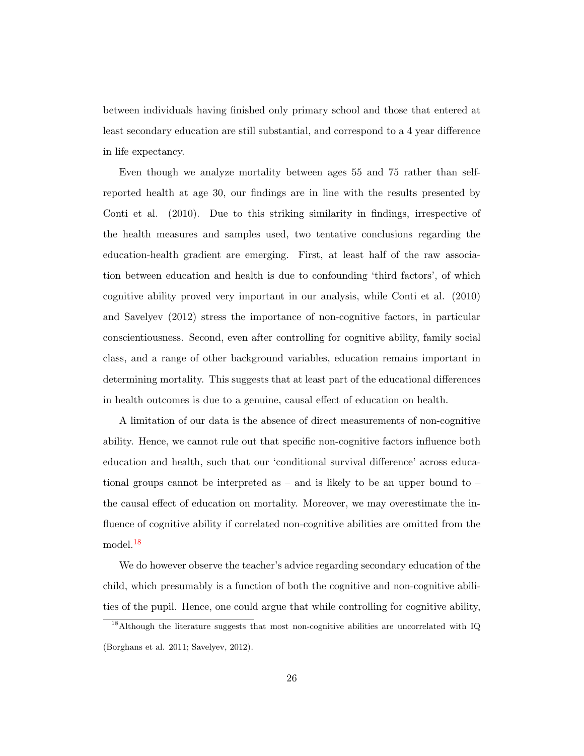between individuals having finished only primary school and those that entered at least secondary education are still substantial, and correspond to a 4 year difference in life expectancy.

Even though we analyze mortality between ages 55 and 75 rather than self-reported health at age 30, our findings are in line with the results presented by Conti et al. (2010). Due to this striking similarity in findings, irrespective of the health measures and samples used, two tentative conclusions regarding the education-health gradient are emerging. First, at least half of the raw association between education and health is due to confounding 'third factors', of which cognitive ability proved very important in our analysis, while Conti et al. (2010) and Savelyev (2012) stress the importance of non-cognitive factors, in particular conscientiousness. Second, even after controlling for cognitive ability, family social class, and a range of other background variables, education remains important in determining mortality. This suggests that at least part of the educational differences in health outcomes is due to a genuine, causal effect of education on health.

A limitation of our data is the absence of direct measurements of non-cognitive ability. Hence, we cannot rule out that specific non-cognitive factors influence both education and health, such that our 'conditional survival difference' across educational groups cannot be interpreted as – and is likely to be an upper bound to – the causal effect of education on mortality. Moreover, we may overestimate the influence of cognitive ability if correlated non-cognitive abilities are omitted from the model.[18]

We do however observe the teacher's advice regarding secondary education of the child, which presumably is a function of both the cognitive and non-cognitive abilities of the pupil. Hence, one could argue that while controlling for cognitive ability,

[18] Although the literature suggests that most non-cognitive abilities are uncorrelated with IQ (Borghans et al. 2011; Savelyev, 2012).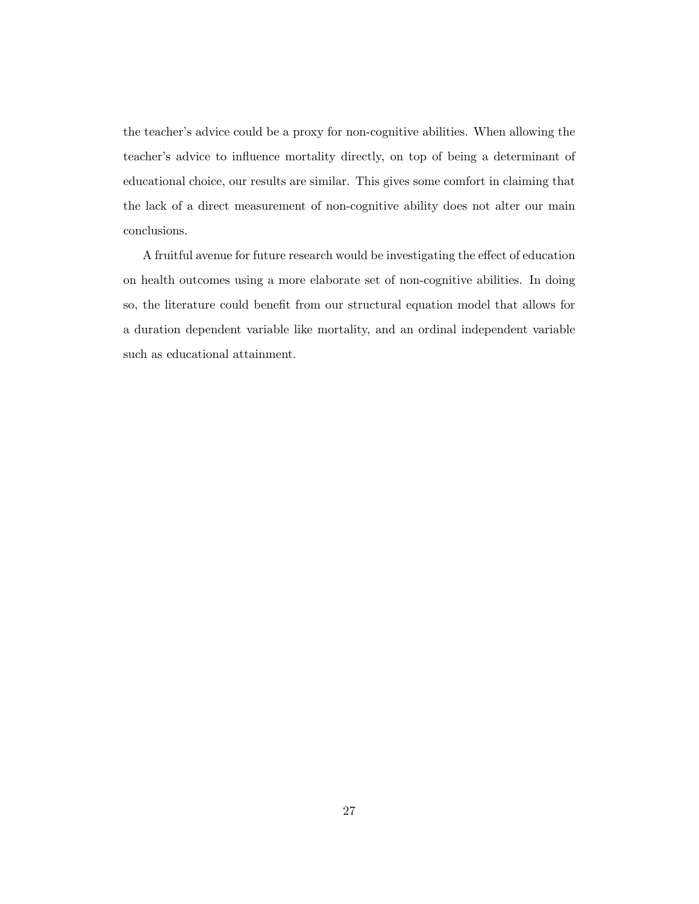the teacher's advice could be a proxy for non-cognitive abilities. When allowing the teacher's advice to influence mortality directly, on top of being a determinant of educational choice, our results are similar. This gives some comfort in claiming that the lack of a direct measurement of non-cognitive ability does not alter our main conclusions.

A fruitful avenue for future research would be investigating the effect of education on health outcomes using a more elaborate set of non-cognitive abilities. In doing so, the literature could benefit from our structural equation model that allows for a duration dependent variable like mortality, and an ordinal independent variable such as educational attainment.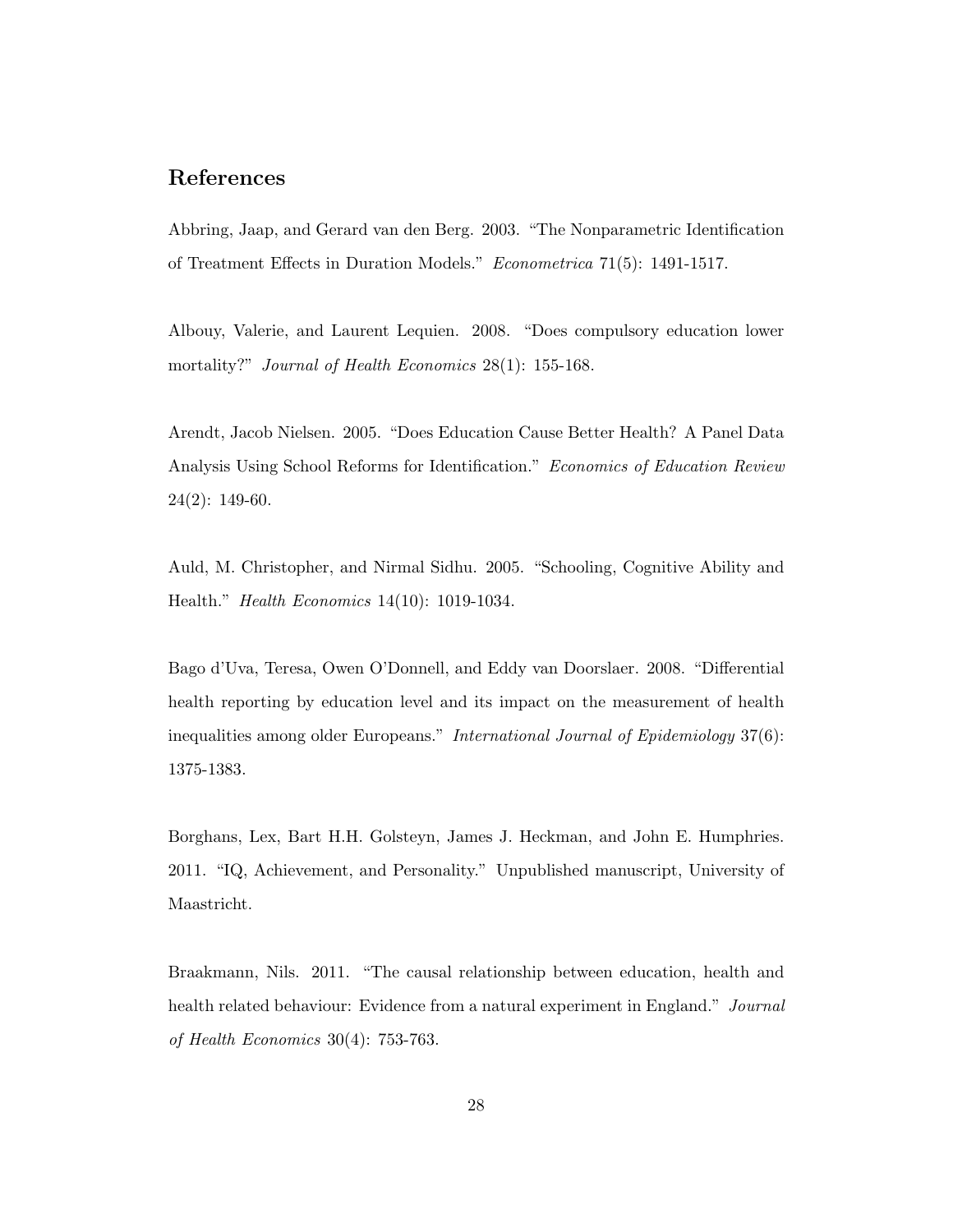## References

Abbring, Jaap, and Gerard van den Berg. 2003. "The Nonparametric Identification of Treatment Effects in Duration Models." *Econometrica* 71(5): 1491-1517.

Albouy, Valerie, and Laurent Lequien. 2008. "Does compulsory education lower mortality?" *Journal of Health Economics* 28(1): 155-168.

Arendt, Jacob Nielsen. 2005. "Does Education Cause Better Health? A Panel Data Analysis Using School Reforms for Identification." *Economics of Education Review* 24(2): 149-60.

Auld, M. Christopher, and Nirmal Sidhu. 2005. "Schooling, Cognitive Ability and Health." *Health Economics* 14(10): 1019-1034.

Bago d'Uva, Teresa, Owen O'Donnell, and Eddy van Doorslaer. 2008. "Differential health reporting by education level and its impact on the measurement of health inequalities among older Europeans." *International Journal of Epidemiology* 37(6): 1375-1383.

Borghans, Lex, Bart H.H. Golsteyn, James J. Heckman, and John E. Humphries. 2011. "IQ, Achievement, and Personality." Unpublished manuscript, University of Maastricht.

Braakmann, Nils. 2011. "The causal relationship between education, health and health related behaviour: Evidence from a natural experiment in England." *Journal of Health Economics* 30(4): 753-763.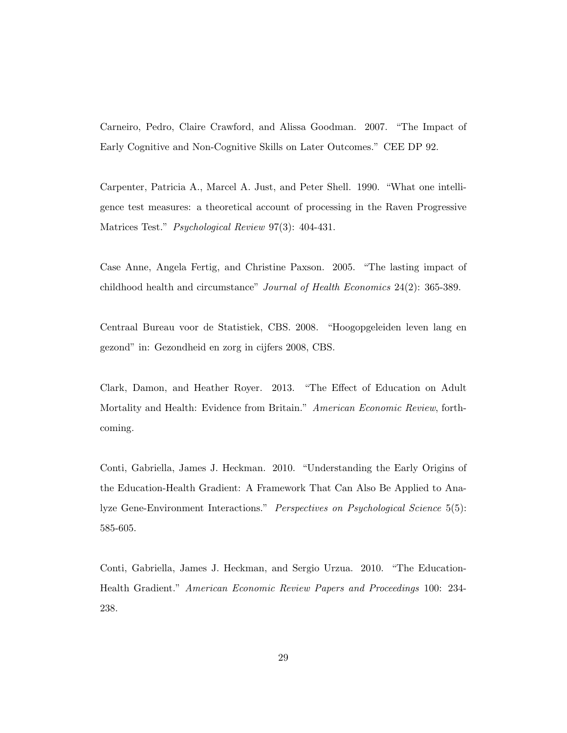Carneiro, Pedro, Claire Crawford, and Alissa Goodman. 2007. "The Impact of Early Cognitive and Non-Cognitive Skills on Later Outcomes." CEE DP 92.

Carpenter, Patricia A., Marcel A. Just, and Peter Shell. 1990. "What one intelligence test measures: a theoretical account of processing in the Raven Progressive Matrices Test." *Psychological Review* 97(3): 404-431.

Case Anne, Angela Fertig, and Christine Paxson. 2005. "The lasting impact of childhood health and circumstance" *Journal of Health Economics* 24(2): 365-389.

Centraal Bureau voor de Statistiek, CBS. 2008. "Hoogopgeleiden leven lang en gezond" in: Gezondheid en zorg in cijfers 2008, CBS.

Clark, Damon, and Heather Royer. 2013. "The Effect of Education on Adult Mortality and Health: Evidence from Britain." *American Economic Review*, forthcoming.

Conti, Gabriella, James J. Heckman. 2010. "Understanding the Early Origins of the Education-Health Gradient: A Framework That Can Also Be Applied to Analyze Gene-Environment Interactions." *Perspectives on Psychological Science* 5(5): 585-605.

Conti, Gabriella, James J. Heckman, and Sergio Urzua. 2010. "The Education-Health Gradient." *American Economic Review Papers and Proceedings* 100: 234-238.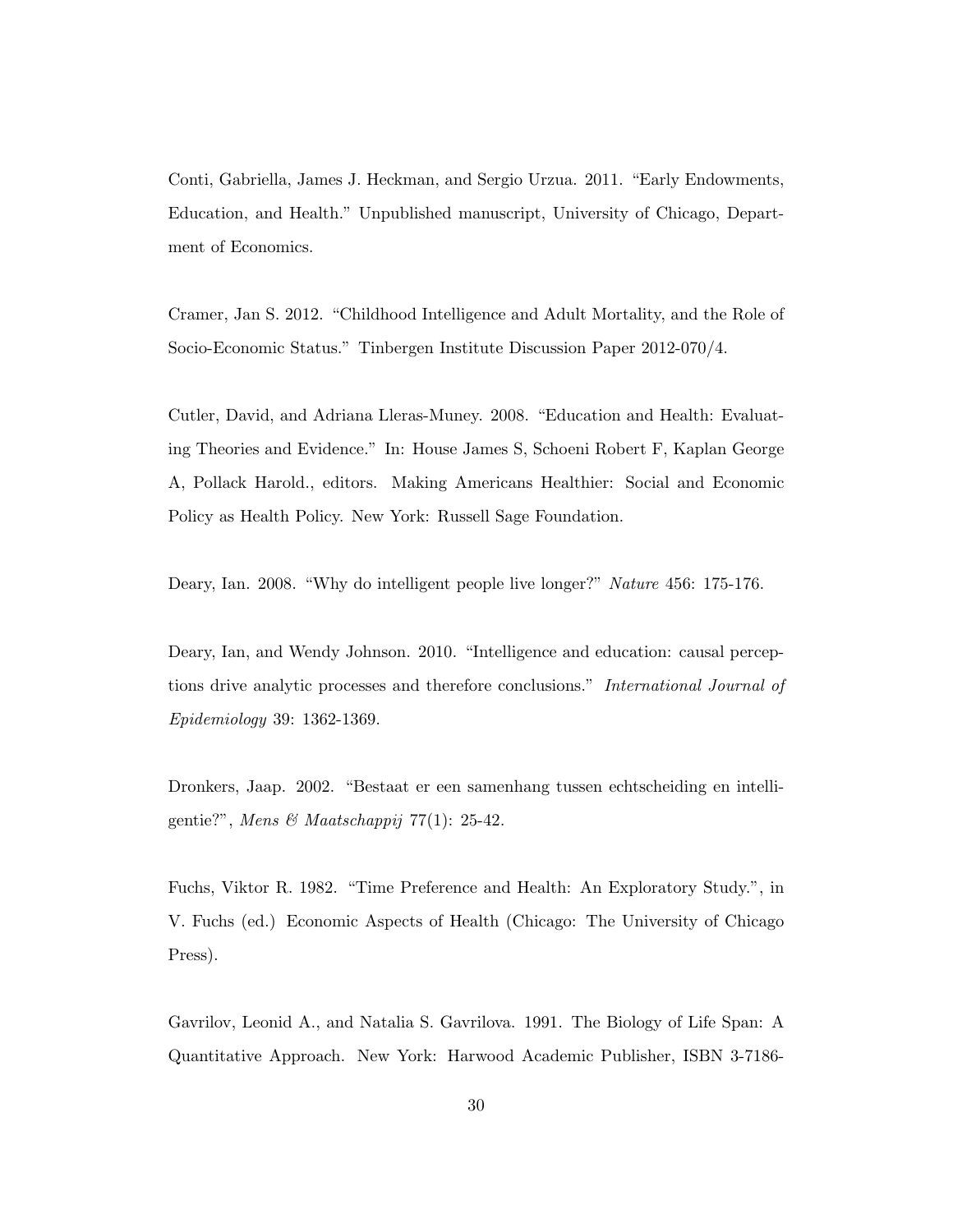Conti, Gabriella, James J. Heckman, and Sergio Urzua. 2011. "Early Endowments, Education, and Health." Unpublished manuscript, University of Chicago, Department of Economics.

Cramer, Jan S. 2012. "Childhood Intelligence and Adult Mortality, and the Role of Socio-Economic Status." Tinbergen Institute Discussion Paper 2012-070/4.

Cutler, David, and Adriana Lleras-Muney. 2008. "Education and Health: Evaluating Theories and Evidence." In: House James S, Schoeni Robert F, Kaplan George A, Pollack Harold., editors. Making Americans Healthier: Social and Economic Policy as Health Policy. New York: Russell Sage Foundation.

Deary, Ian. 2008. "Why do intelligent people live longer?" *Nature* 456: 175-176.

Deary, Ian, and Wendy Johnson. 2010. "Intelligence and education: causal perceptions drive analytic processes and therefore conclusions." *International Journal of Epidemiology* 39: 1362-1369.

Dronkers, Jaap. 2002. "Bestaat er een samenhang tussen echtscheiding en intelligentie?", *Mens & Maatschappij* 77(1): 25-42.

Fuchs, Viktor R. 1982. "Time Preference and Health: An Exploratory Study.", in V. Fuchs (ed.) Economic Aspects of Health (Chicago: The University of Chicago Press).

Gavrilov, Leonid A., and Natalia S. Gavrilova. 1991. The Biology of Life Span: A Quantitative Approach. New York: Harwood Academic Publisher, ISBN 3-7186-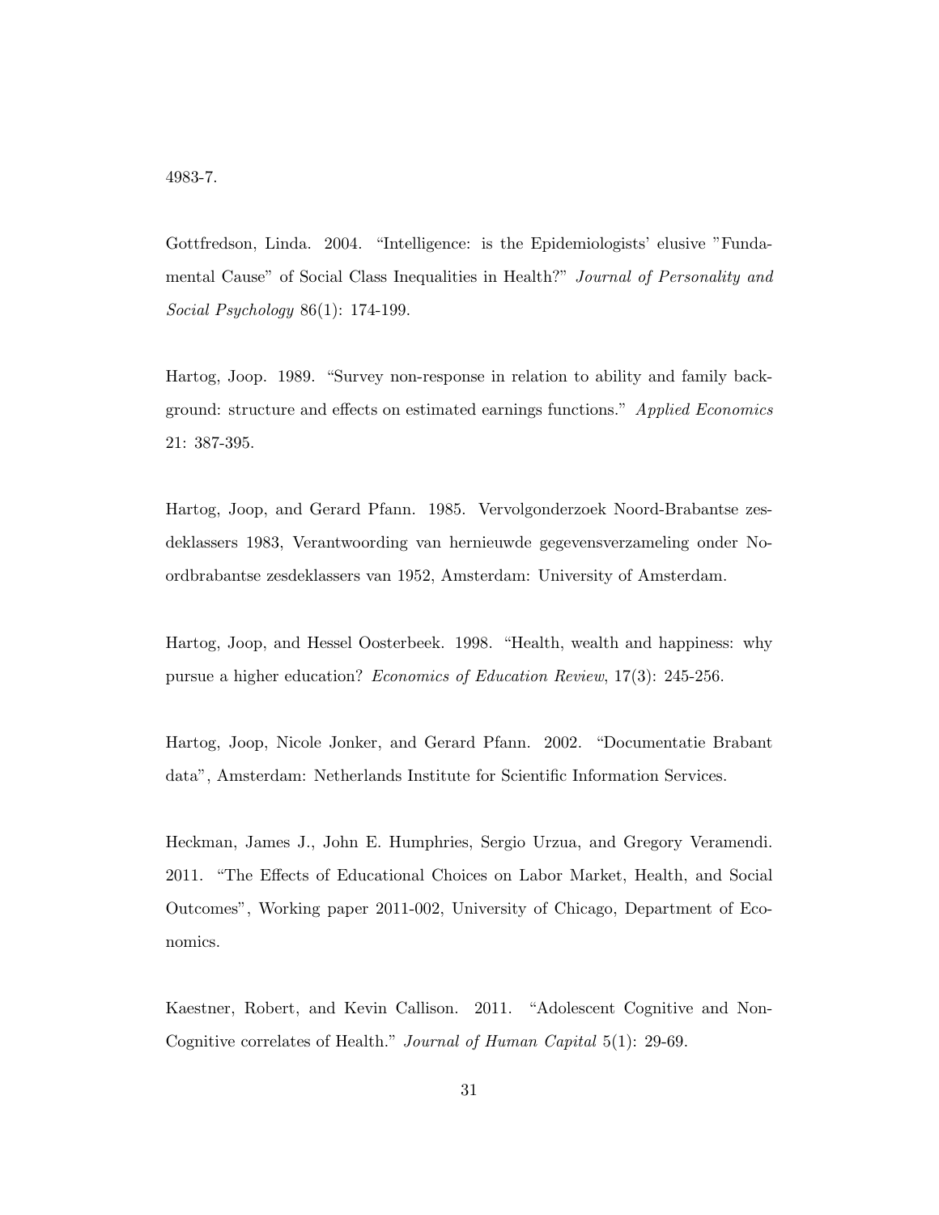4983-7.

Gottfredson, Linda. 2004. "Intelligence: is the Epidemiologists' elusive "Fundamental Cause" of Social Class Inequalities in Health?" *Journal of Personality and Social Psychology* 86(1): 174-199.

Hartog, Joop. 1989. "Survey non-response in relation to ability and family background: structure and effects on estimated earnings functions." *Applied Economics* 21: 387-395.

Hartog, Joop, and Gerard Pfann. 1985. Vervolgonderzoek Noord-Brabantse zesdeklassers 1983, Verantwoording van hernieuwde gegevensverzameling onder Noordbrabantse zesdeklassers van 1952, Amsterdam: University of Amsterdam.

Hartog, Joop, and Hessel Oosterbeek. 1998. "Health, wealth and happiness: why pursue a higher education? *Economics of Education Review*, 17(3): 245-256.

Hartog, Joop, Nicole Jonker, and Gerard Pfann. 2002. "Documentatie Brabant data", Amsterdam: Netherlands Institute for Scientific Information Services.

Heckman, James J., John E. Humphries, Sergio Urzua, and Gregory Veramendi. 2011. "The Effects of Educational Choices on Labor Market, Health, and Social Outcomes", Working paper 2011-002, University of Chicago, Department of Economics.

Kaestner, Robert, and Kevin Callison. 2011. "Adolescent Cognitive and Non-Cognitive correlates of Health." *Journal of Human Capital* 5(1): 29-69.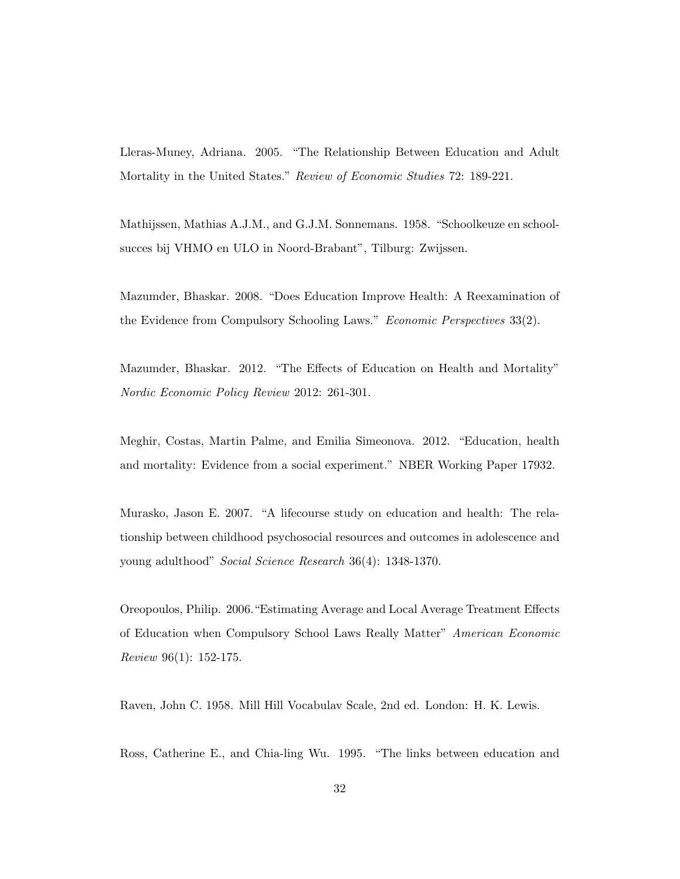Lleras-Muney, Adriana. 2005. "The Relationship Between Education and Adult Mortality in the United States." *Review of Economic Studies* 72: 189-221.

Mathijssen, Mathias A.J.M., and G.J.M. Sonnemans. 1958. "Schoolkeuze en schoolsucces bij VHMO en ULO in Noord-Brabant", Tilburg: Zwijssen.

Mazumder, Bhaskar. 2008. "Does Education Improve Health: A Reexamination of the Evidence from Compulsory Schooling Laws." *Economic Perspectives* 33(2).

Mazumder, Bhaskar. 2012. "The Effects of Education on Health and Mortality" *Nordic Economic Policy Review* 2012: 261-301.

Meghir, Costas, Martin Palme, and Emilia Simeonova. 2012. "Education, health and mortality: Evidence from a social experiment." NBER Working Paper 17932.

Murasko, Jason E. 2007. "A lifecourse study on education and health: The relationship between childhood psychosocial resources and outcomes in adolescence and young adulthood" *Social Science Research* 36(4): 1348-1370.

Oreopoulos, Philip. 2006."Estimating Average and Local Average Treatment Effects of Education when Compulsory School Laws Really Matter" *American Economic Review* 96(1): 152-175.

Raven, John C. 1958. Mill Hill Vocabulav Scale, 2nd ed. London: H. K. Lewis.

Ross, Catherine E., and Chia-ling Wu. 1995. "The links between education and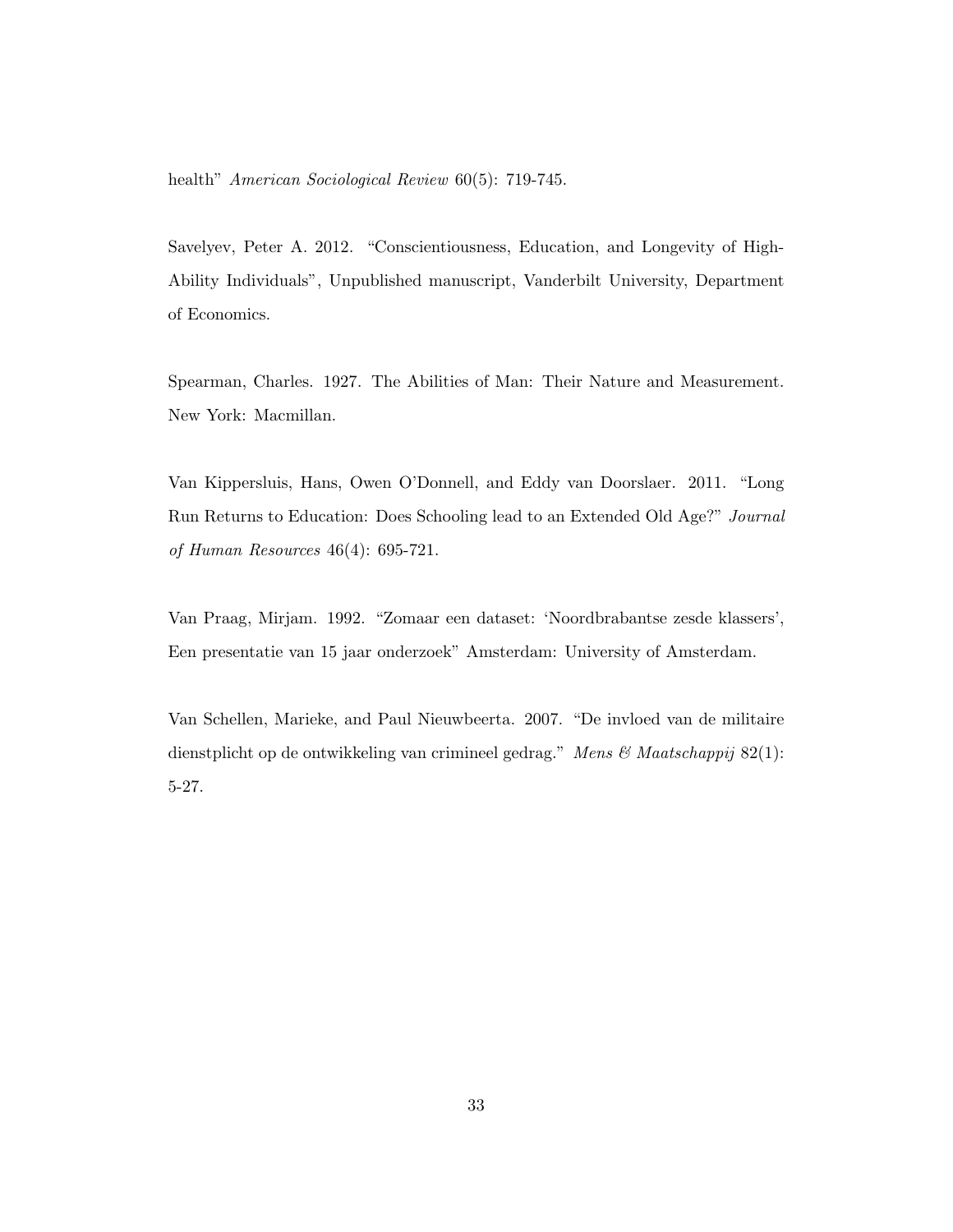health" *American Sociological Review* 60(5): 719-745.

Savelyev, Peter A. 2012. "Conscientiousness, Education, and Longevity of High-Ability Individuals", Unpublished manuscript, Vanderbilt University, Department of Economics.

Spearman, Charles. 1927. The Abilities of Man: Their Nature and Measurement. New York: Macmillan.

Van Kippersluis, Hans, Owen O'Donnell, and Eddy van Doorslaer. 2011. "Long Run Returns to Education: Does Schooling lead to an Extended Old Age?" *Journal of Human Resources* 46(4): 695-721.

Van Praag, Mirjam. 1992. "Zomaar een dataset: 'Noordbrabantse zesde klassers', Een presentatie van 15 jaar onderzoek" Amsterdam: University of Amsterdam.

Van Schellen, Marieke, and Paul Nieuwbeerta. 2007. "De invloed van de militaire dienstplicht op de ontwikkeling van crimineel gedrag." *Mens & Maatschappij* 82(1): 5-27.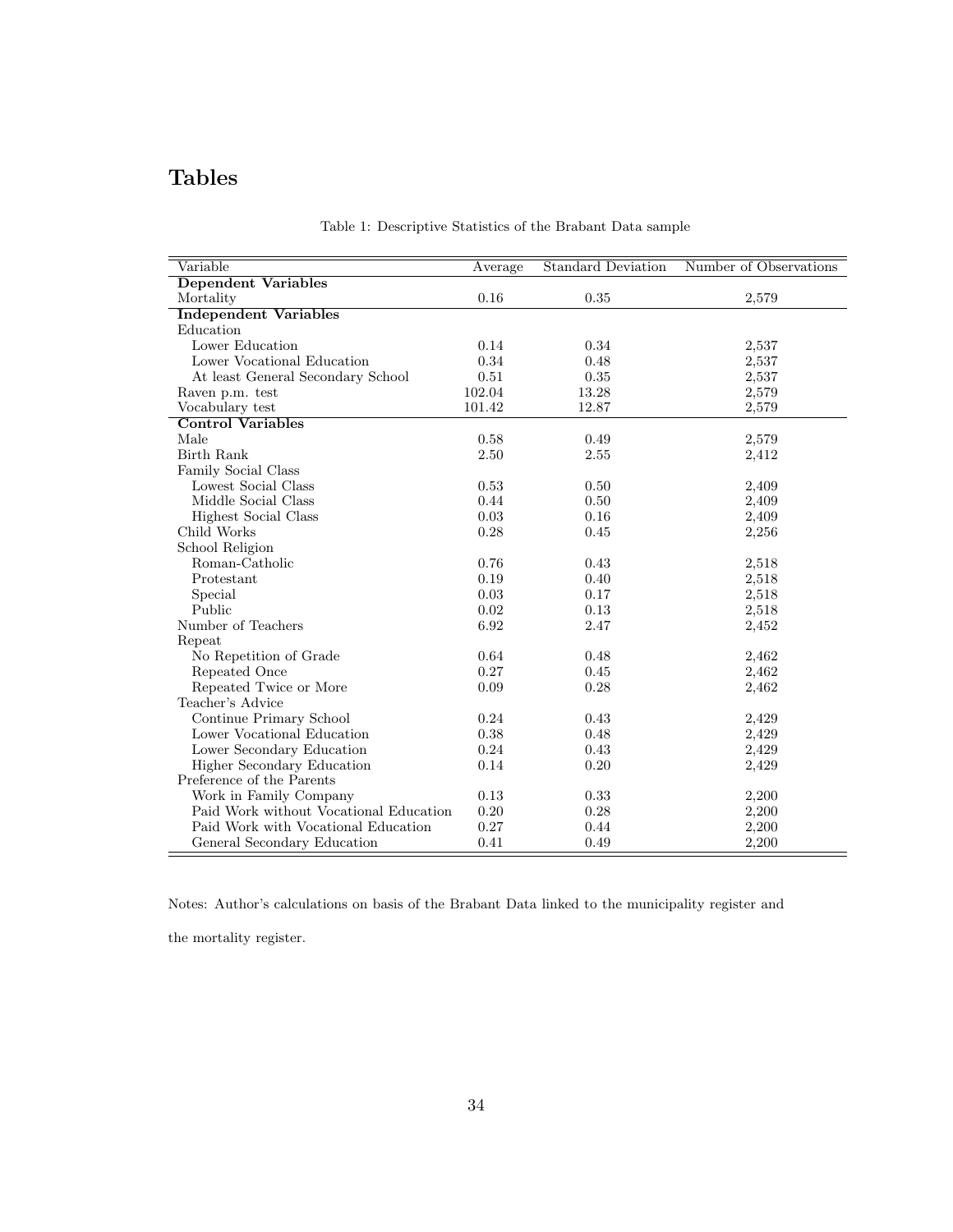# Tables

Table 1: Descriptive Statistics of the Brabant Data sample

| Variable | Average | Standard Deviation | Number of Observations |
|---|---|---|---|
| **Dependent Variables** | | | |
| Mortality | 0.16 | 0.35 | 2,579 |
| **Independent Variables** | | | |
| Education | | | |
| Lower Education | 0.14 | 0.34 | 2,537 |
| Lower Vocational Education | 0.34 | 0.48 | 2,537 |
| At least General Secondary School | 0.51 | 0.35 | 2,537 |
| Raven p.m. test | 102.04 | 13.28 | 2,579 |
| Vocabulary test | 101.42 | 12.87 | 2,579 |
| **Control Variables** | | | |
| Male | 0.58 | 0.49 | 2,579 |
| Birth Rank | 2.50 | 2.55 | 2,412 |
| Family Social Class | | | |
| Lowest Social Class | 0.53 | 0.50 | 2,409 |
| Middle Social Class | 0.44 | 0.50 | 2,409 |
| Highest Social Class | 0.03 | 0.16 | 2,409 |
| Child Works | 0.28 | 0.45 | 2,256 |
| School Religion | | | |
| Roman-Catholic | 0.76 | 0.43 | 2,518 |
| Protestant | 0.19 | 0.40 | 2,518 |
| Special | 0.03 | 0.17 | 2,518 |
| Public | 0.02 | 0.13 | 2,518 |
| Number of Teachers | 6.92 | 2.47 | 2,452 |
| Repeat | | | |
| No Repetition of Grade | 0.64 | 0.48 | 2,462 |
| Repeated Once | 0.27 | 0.45 | 2,462 |
| Repeated Twice or More | 0.09 | 0.28 | 2,462 |
| Teacher's Advice | | | |
| Continue Primary School | 0.24 | 0.43 | 2,429 |
| Lower Vocational Education | 0.38 | 0.48 | 2,429 |
| Lower Secondary Education | 0.24 | 0.43 | 2,429 |
| Higher Secondary Education | 0.14 | 0.20 | 2,429 |
| Preference of the Parents | | | |
| Work in Family Company | 0.13 | 0.33 | 2,200 |
| Paid Work without Vocational Education | 0.20 | 0.28 | 2,200 |
| Paid Work with Vocational Education | 0.27 | 0.44 | 2,200 |
| General Secondary Education | 0.41 | 0.49 | 2,200 |

Notes: Author's calculations on basis of the Brabant Data linked to the municipality register and the mortality register.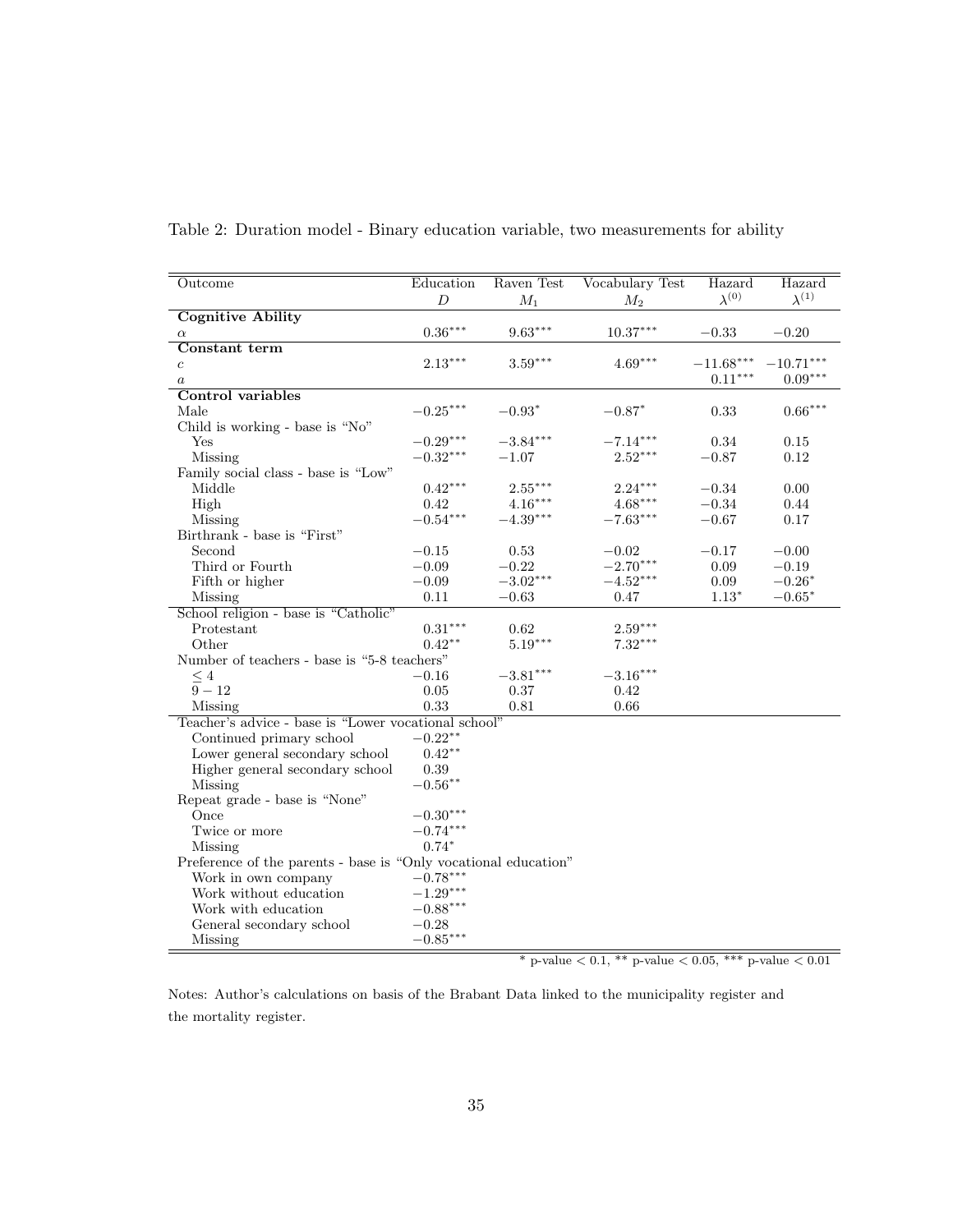Table 2: Duration model - Binary education variable, two measurements for ability

| Outcome | Education $D$ | Raven Test $M_1$ | Vocabulary Test $M_2$ | Hazard $\lambda^{(0)}$ | Hazard $\lambda^{(1)}$ |
|---|---|---|---|---|---|
| **Cognitive Ability** | | | | | |
| $\alpha$ | $0.36^{***}$ | $9.63^{***}$ | $10.37^{***}$ | $-0.33$ | $-0.20$ |
| **Constant term** | | | | | |
| $c$ | $2.13^{***}$ | $3.59^{***}$ | $4.69^{***}$ | $-11.68^{***}$ | $-10.71^{***}$ |
| $a$ | | | | $0.11^{***}$ | $0.09^{***}$ |
| **Control variables** | | | | | |
| Male | $-0.25^{***}$ | $-0.93^{*}$ | $-0.87^{*}$ | $0.33$ | $0.66^{***}$ |
| Child is working - base is "No" | | | | | |
| Yes | $-0.29^{***}$ | $-3.84^{***}$ | $-7.14^{***}$ | $0.34$ | $0.15$ |
| Missing | $-0.32^{***}$ | $-1.07$ | $2.52^{***}$ | $-0.87$ | $0.12$ |
| Family social class - base is "Low" | | | | | |
| Middle | $0.42^{***}$ | $2.55^{***}$ | $2.24^{***}$ | $-0.34$ | $0.00$ |
| High | $0.42$ | $4.16^{***}$ | $4.68^{***}$ | $-0.34$ | $0.44$ |
| Missing | $-0.54^{***}$ | $-4.39^{***}$ | $-7.63^{***}$ | $-0.67$ | $0.17$ |
| Birthrank - base is "First" | | | | | |
| Second | $-0.15$ | $0.53$ | $-0.02$ | $-0.17$ | $-0.00$ |
| Third or Fourth | $-0.09$ | $-0.22$ | $-2.70^{***}$ | $0.09$ | $-0.19$ |
| Fifth or higher | $-0.09$ | $-3.02^{***}$ | $-4.52^{***}$ | $0.09$ | $-0.26^{*}$ |
| Missing | $0.11$ | $-0.63$ | $0.47$ | $1.13^{*}$ | $-0.65^{*}$ |
| School religion - base is "Catholic" | | | | | |
| Protestant | $0.31^{***}$ | $0.62$ | $2.59^{***}$ | | |
| Other | $0.42^{**}$ | $5.19^{***}$ | $7.32^{***}$ | | |
| Number of teachers - base is "5-8 teachers" | | | | | |
| $\leq 4$ | $-0.16$ | $-3.81^{***}$ | $-3.16^{***}$ | | |
| $9-12$ | $0.05$ | $0.37$ | $0.42$ | | |
| Missing | $0.33$ | $0.81$ | $0.66$ | | |
| Teacher's advice - base is "Lower vocational school" | | | | | |
| Continued primary school | $-0.22^{**}$ | | | | |
| Lower general secondary school | $0.42^{**}$ | | | | |
| Higher general secondary school | $0.39$ | | | | |
| Missing | $-0.56^{**}$ | | | | |
| Repeat grade - base is "None" | | | | | |
| Once | $-0.30^{***}$ | | | | |
| Twice or more | $-0.74^{***}$ | | | | |
| Missing | $0.74^{*}$ | | | | |
| Preference of the parents - base is "Only vocational education" | | | | | |
| Work in own company | $-0.78^{***}$ | | | | |
| Work without education | $-1.29^{***}$ | | | | |
| Work with education | $-0.88^{***}$ | | | | |
| General secondary school | $-0.28$ | | | | |
| Missing | $-0.85^{***}$ | | | | |

\* p-value < 0.1, \*\* p-value < 0.05, \*\*\* p-value < 0.01

Notes: Author's calculations on basis of the Brabant Data linked to the municipality register and the mortality register.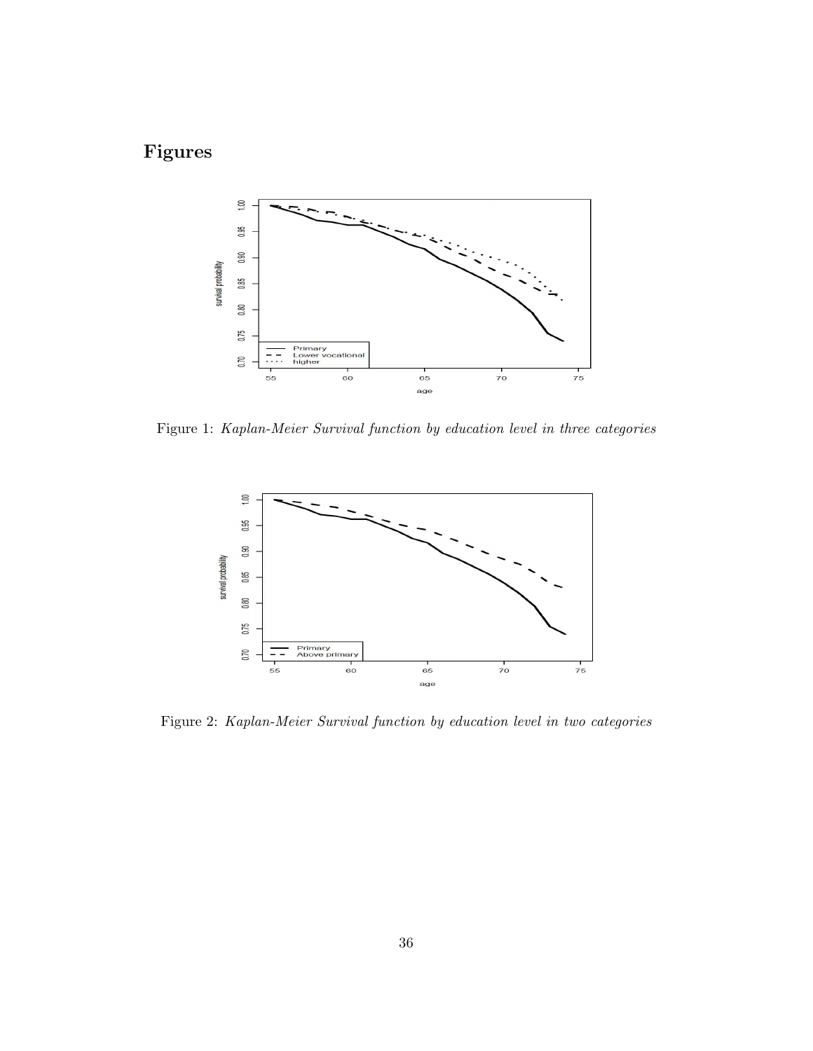# Figures

Figure 1: *Kaplan-Meier Survival function by education level in three categories*

Figure 2: *Kaplan-Meier Survival function by education level in two categories*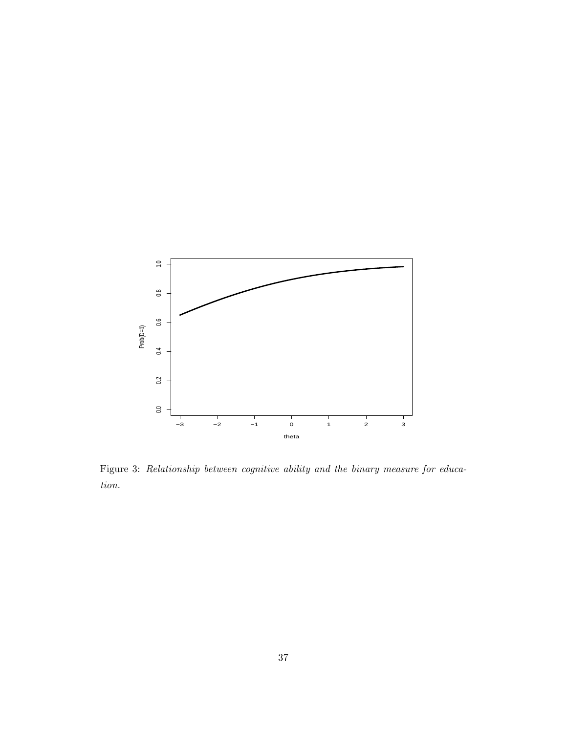Figure 3: *Relationship between cognitive ability and the binary measure for education.*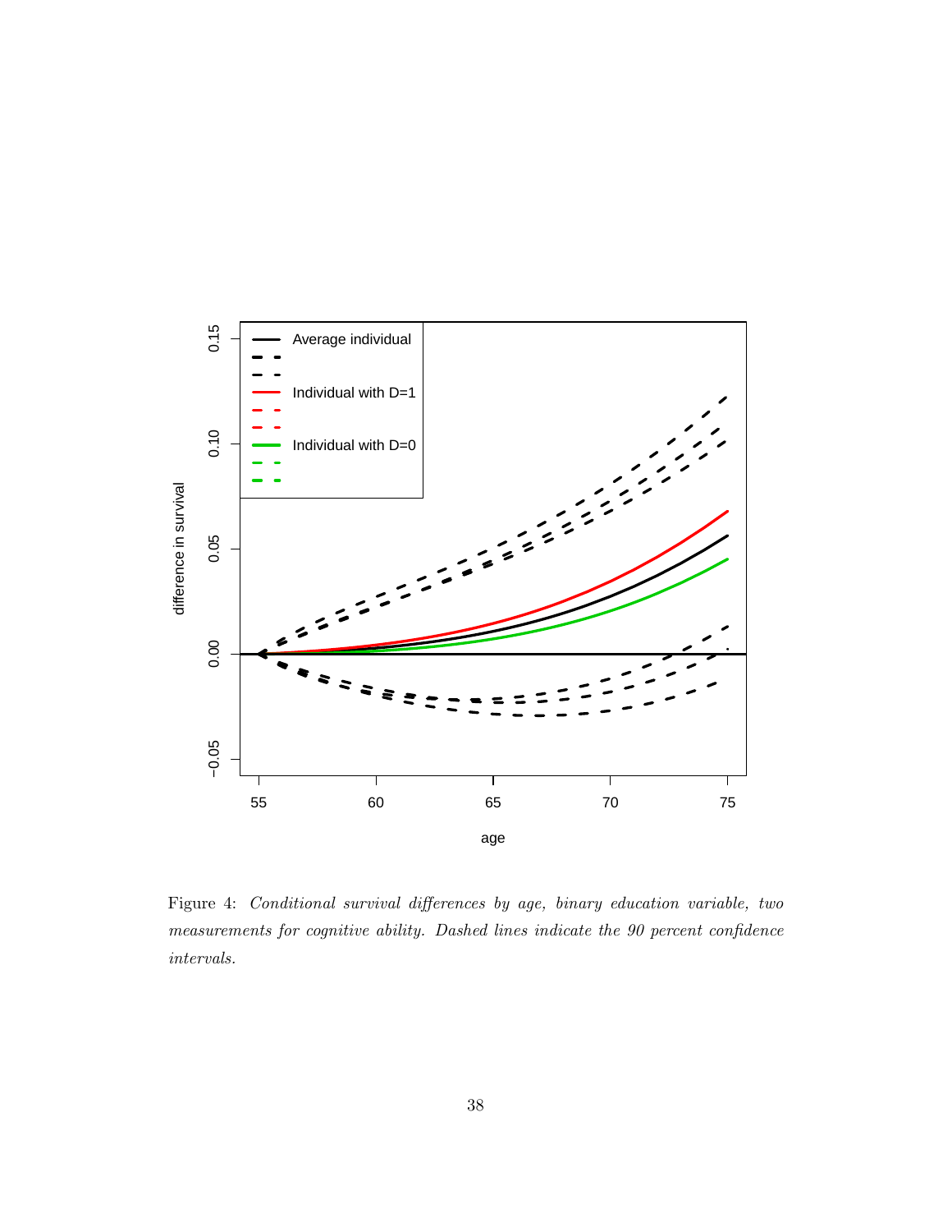Figure 4: *Conditional survival differences by age, binary education variable, two measurements for cognitive ability. Dashed lines indicate the 90 percent confidence intervals.*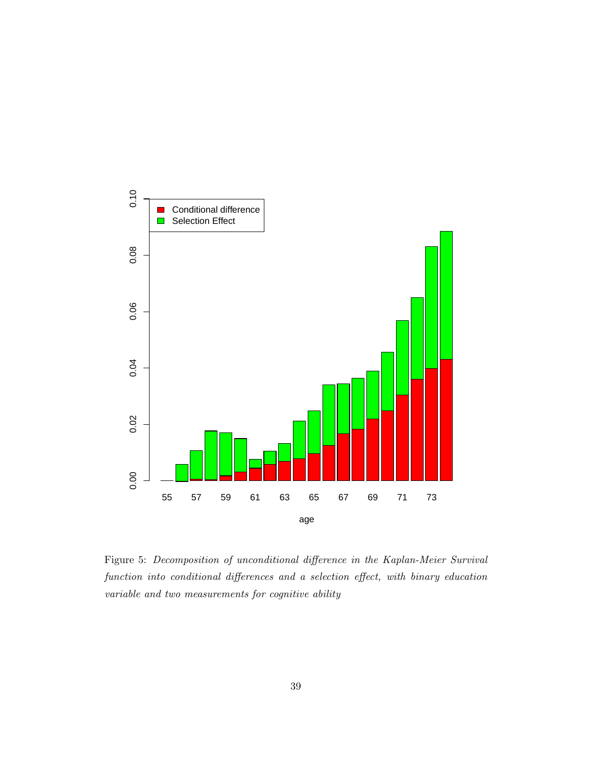Figure 5: *Decomposition of unconditional difference in the Kaplan-Meier Survival function into conditional differences and a selection effect, with binary education variable and two measurements for cognitive ability*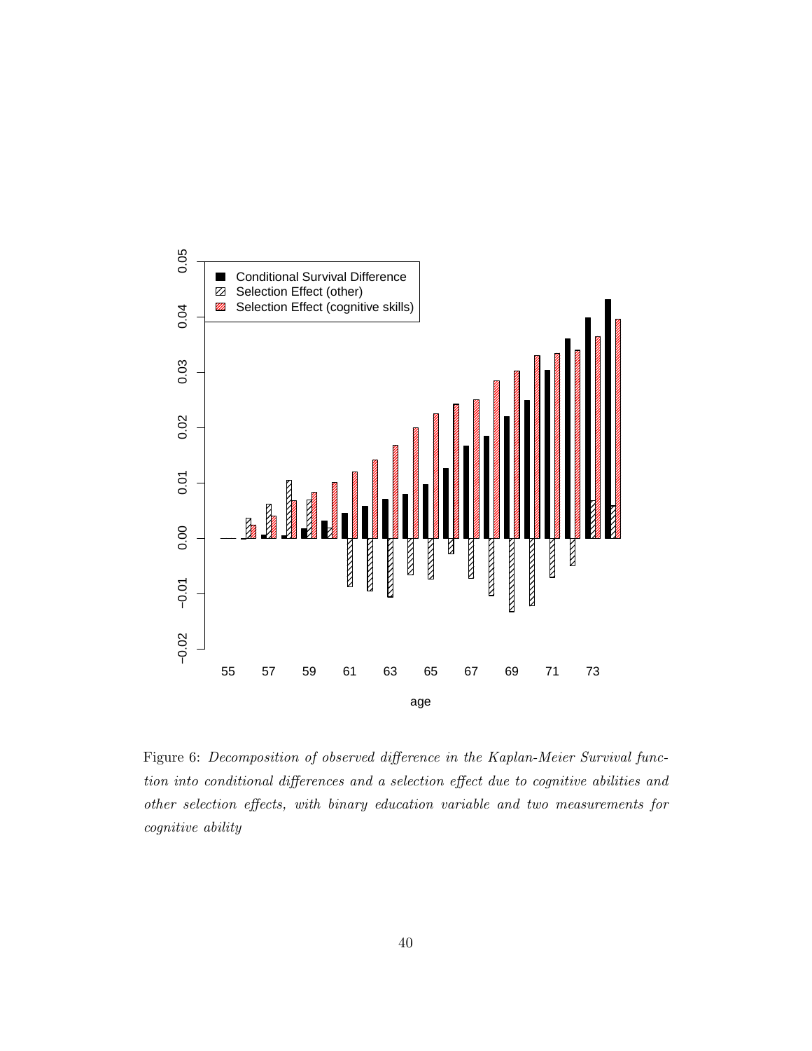Figure 6: *Decomposition of observed difference in the Kaplan-Meier Survival function into conditional differences and a selection effect due to cognitive abilities and other selection effects, with binary education variable and two measurements for cognitive ability*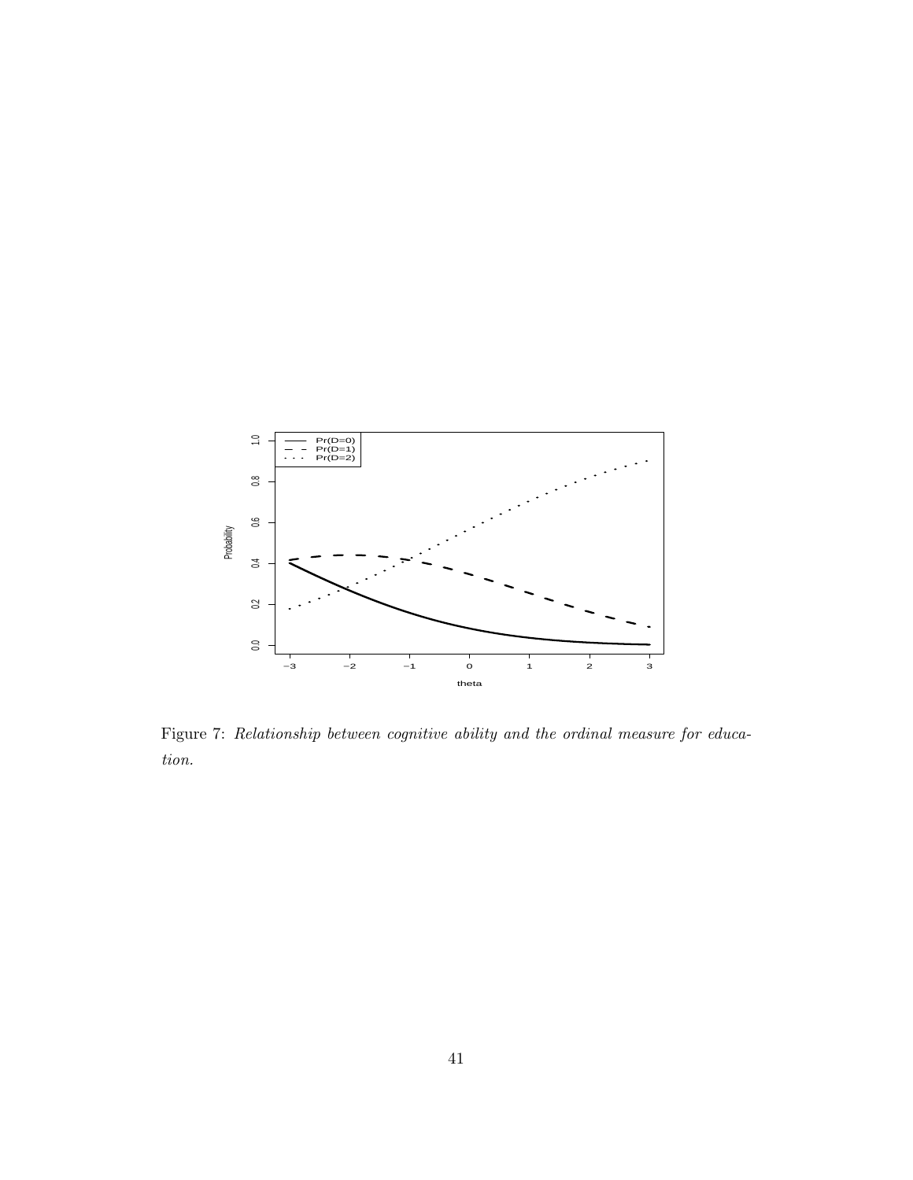Figure 7: *Relationship between cognitive ability and the ordinal measure for education.*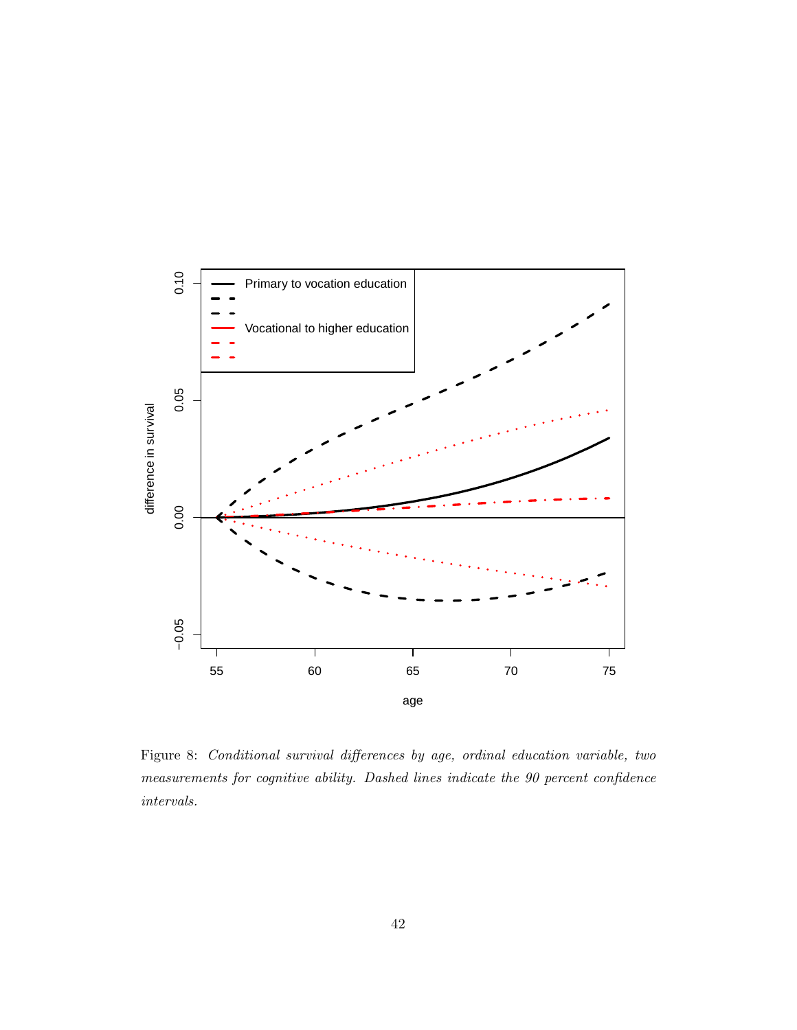Figure 8: *Conditional survival differences by age, ordinal education variable, two measurements for cognitive ability. Dashed lines indicate the 90 percent confidence intervals.*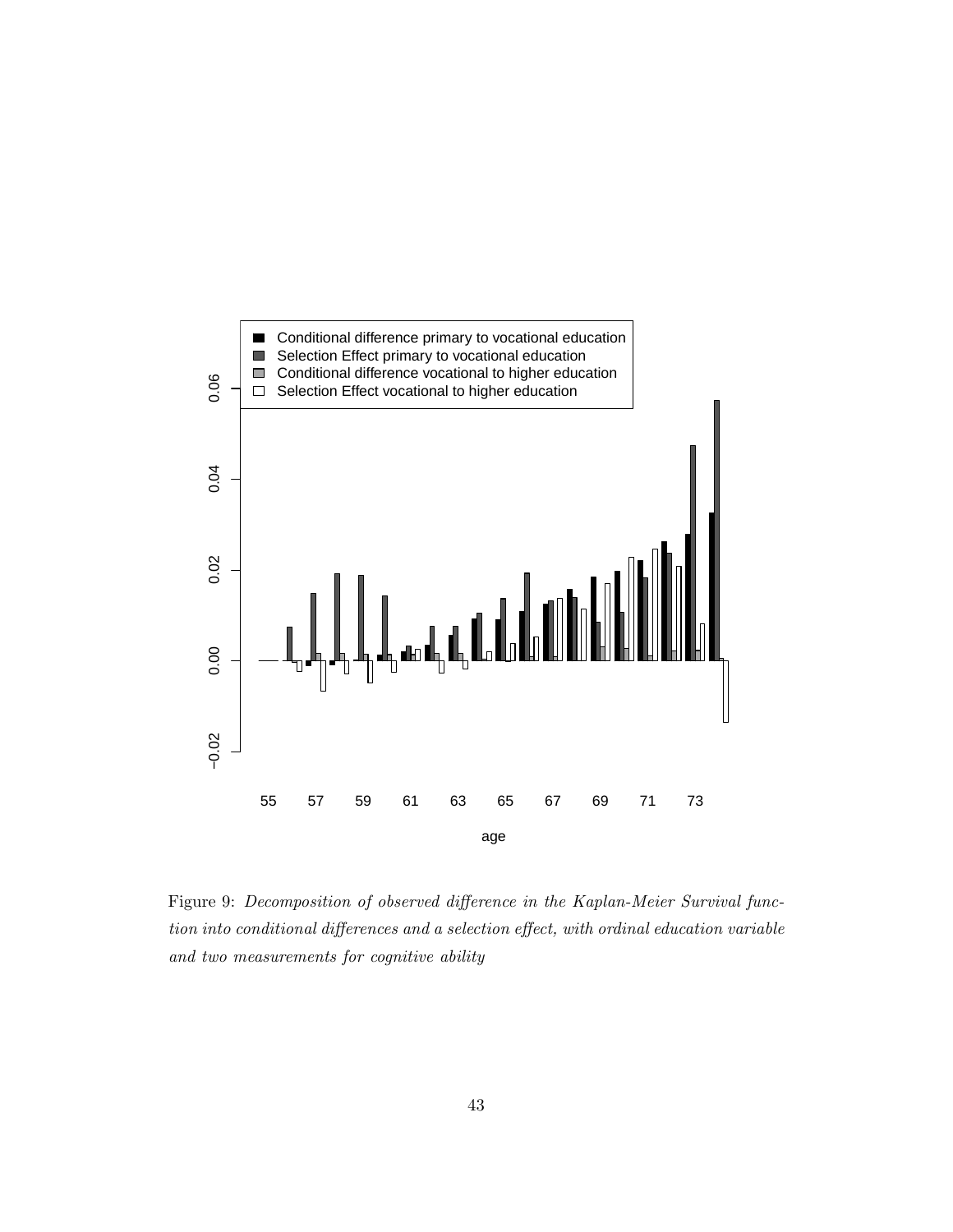Figure 9: *Decomposition of observed difference in the Kaplan-Meier Survival function into conditional differences and a selection effect, with ordinal education variable and two measurements for cognitive ability*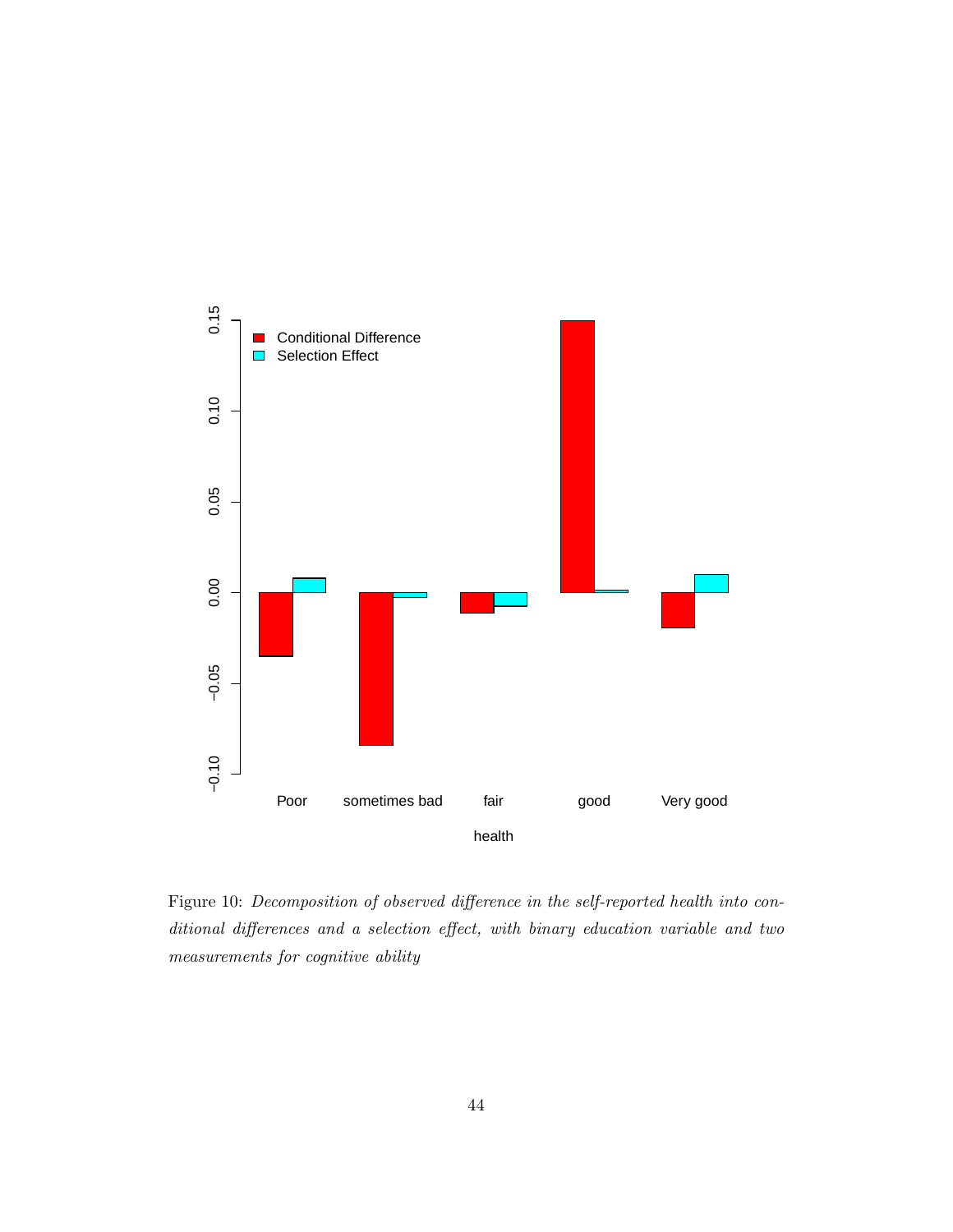Conditional Difference
Selection Effect

0.15
0.10
0.05
0.00
−0.05
−0.10

Poor
sometimes bad
fair
good
Very good

health

Figure 10: *Decomposition of observed difference in the self-reported health into conditional differences and a selection effect, with binary education variable and two measurements for cognitive ability*